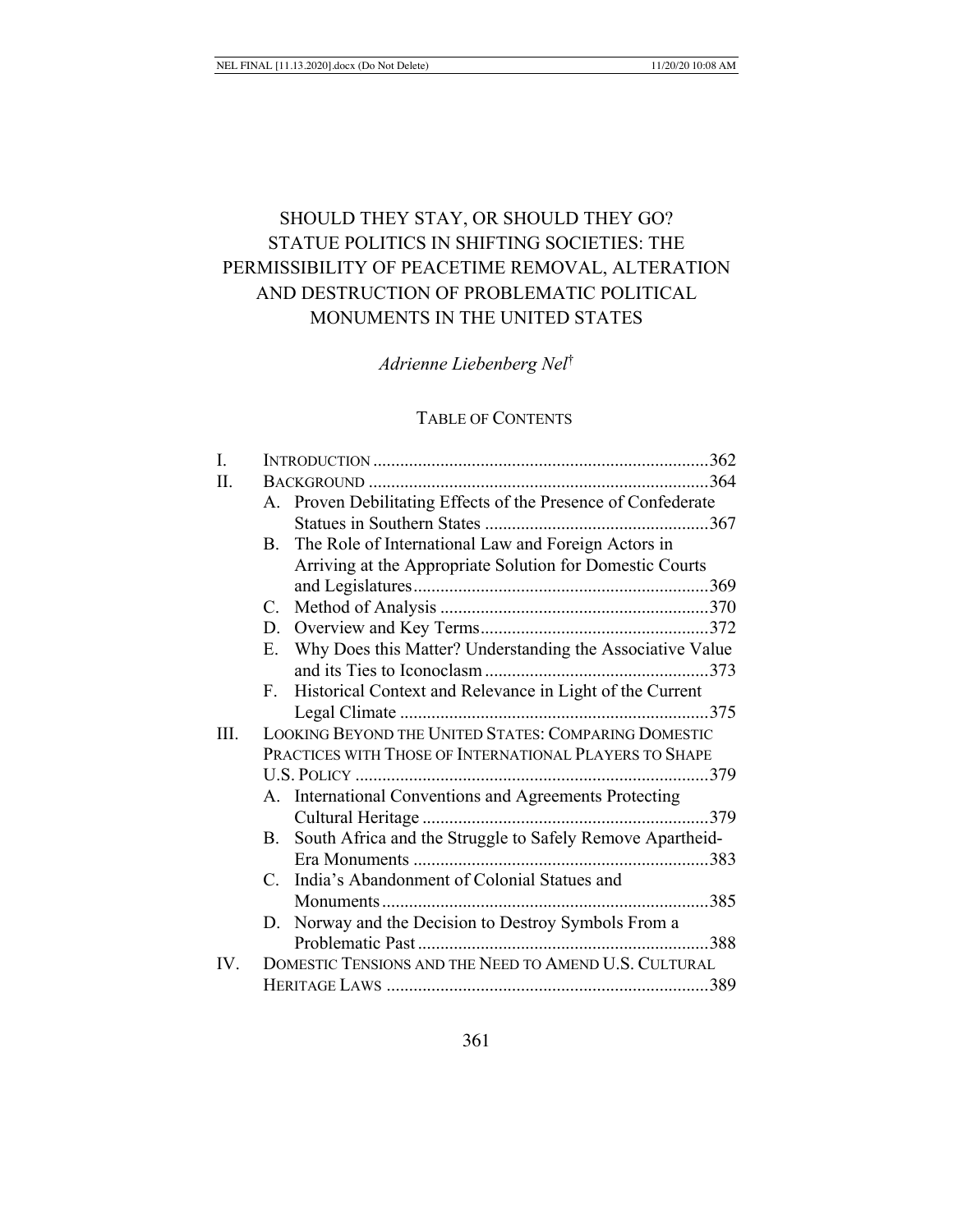# SHOULD THEY STAY, OR SHOULD THEY GO? STATUE POLITICS IN SHIFTING SOCIETIES: THE PERMISSIBILITY OF PEACETIME REMOVAL, ALTERATION AND DESTRUCTION OF PROBLEMATIC POLITICAL MONUMENTS IN THE UNITED STATES

*Adrienne Liebenberg Nel*†

## TABLE OF CONTENTS

I. INTRODUCTION ..........................................................................362

II. BACKGROUND ..........................................................................364

  A. Proven Debilitating Effects of the Presence of Confederate Statues in Southern States ..................................................367

  B. The Role of International Law and Foreign Actors in Arriving at the Appropriate Solution for Domestic Courts and Legislatures..................................................................369

  C. Method of Analysis ............................................................370

  D. Overview and Key Terms...................................................372

  E. Why Does this Matter? Understanding the Associative Value and its Ties to Iconoclasm ..................................................373

  F. Historical Context and Relevance in Light of the Current Legal Climate .....................................................................375

III. LOOKING BEYOND THE UNITED STATES: COMPARING DOMESTIC PRACTICES WITH THOSE OF INTERNATIONAL PLAYERS TO SHAPE U.S. POLICY ..............................................................................379

  A. International Conventions and Agreements Protecting Cultural Heritage ................................................................379

  B. South Africa and the Struggle to Safely Remove Apartheid-Era Monuments ..................................................................383

  C. India's Abandonment of Colonial Statues and Monuments.........................................................................385

  D. Norway and the Decision to Destroy Symbols From a Problematic Past .................................................................388

IV. DOMESTIC TENSIONS AND THE NEED TO AMEND U.S. CULTURAL HERITAGE LAWS ........................................................................389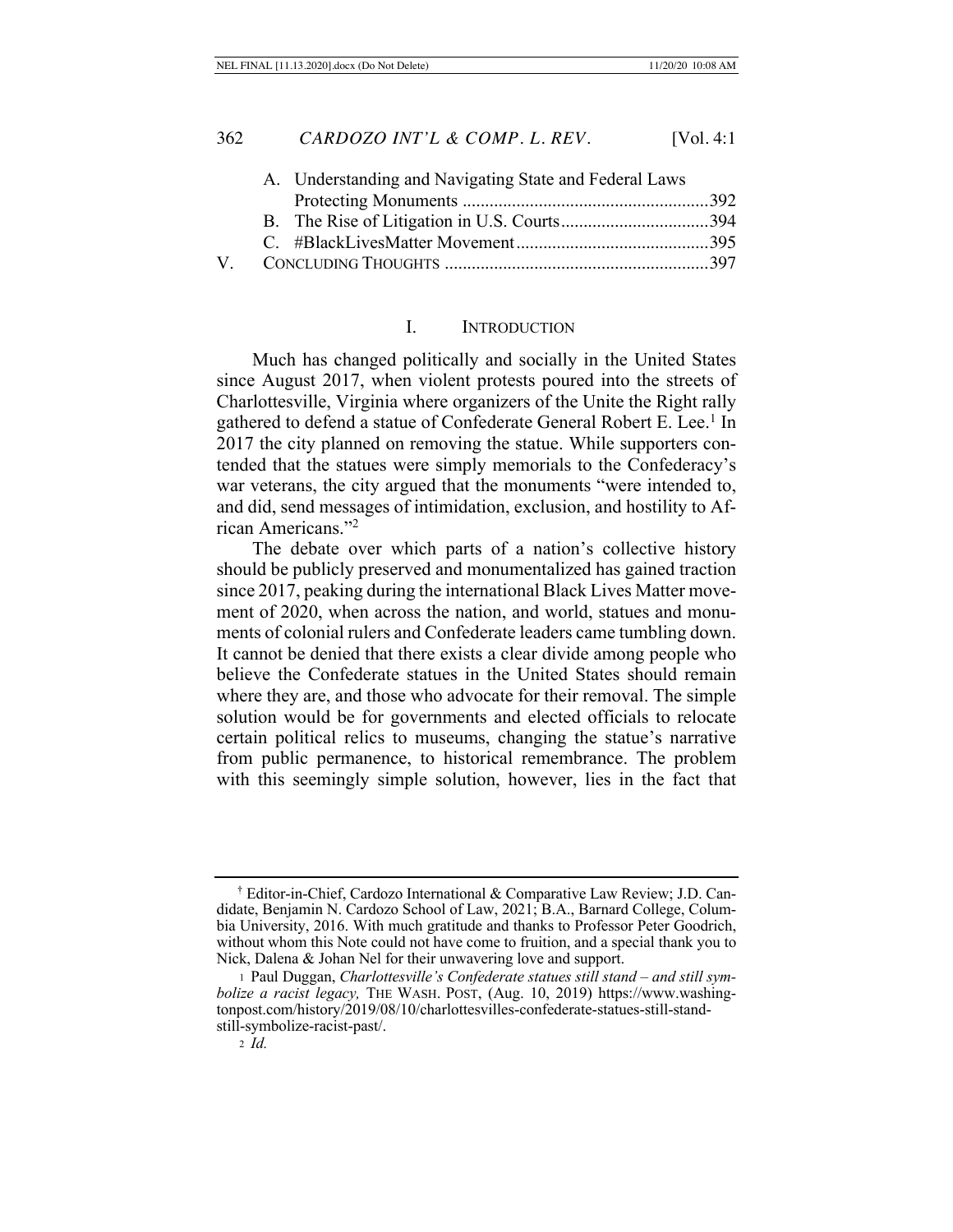A. Understanding and Navigating State and Federal Laws Protecting Monuments ....................................................... 392
B. The Rise of Litigation in U.S. Courts ................................. 394
C. #BlackLivesMatter Movement ........................................... 395

V. CONCLUDING THOUGHTS ........................................................... 397

## I. INTRODUCTION

Much has changed politically and socially in the United States since August 2017, when violent protests poured into the streets of Charlottesville, Virginia where organizers of the Unite the Right rally gathered to defend a statue of Confederate General Robert E. Lee.[1] In 2017 the city planned on removing the statue. While supporters contended that the statues were simply memorials to the Confederacy's war veterans, the city argued that the monuments "were intended to, and did, send messages of intimidation, exclusion, and hostility to African Americans."[2]

The debate over which parts of a nation's collective history should be publicly preserved and monumentalized has gained traction since 2017, peaking during the international Black Lives Matter movement of 2020, when across the nation, and world, statues and monuments of colonial rulers and Confederate leaders came tumbling down. It cannot be denied that there exists a clear divide among people who believe the Confederate statues in the United States should remain where they are, and those who advocate for their removal. The simple solution would be for governments and elected officials to relocate certain political relics to museums, changing the statue's narrative from public permanence, to historical remembrance. The problem with this seemingly simple solution, however, lies in the fact that

---

† Editor-in-Chief, Cardozo International & Comparative Law Review; J.D. Candidate, Benjamin N. Cardozo School of Law, 2021; B.A., Barnard College, Columbia University, 2016. With much gratitude and thanks to Professor Peter Goodrich, without whom this Note could not have come to fruition, and a special thank you to Nick, Dalena & Johan Nel for their unwavering love and support.

[1] Paul Duggan, *Charlottesville's Confederate statues still stand – and still symbolize a racist legacy,* THE WASH. POST, (Aug. 10, 2019) https://www.washingtonpost.com/history/2019/08/10/charlottesvilles-confederate-statues-still-stand-still-symbolize-racist-past/.

[2] *Id.*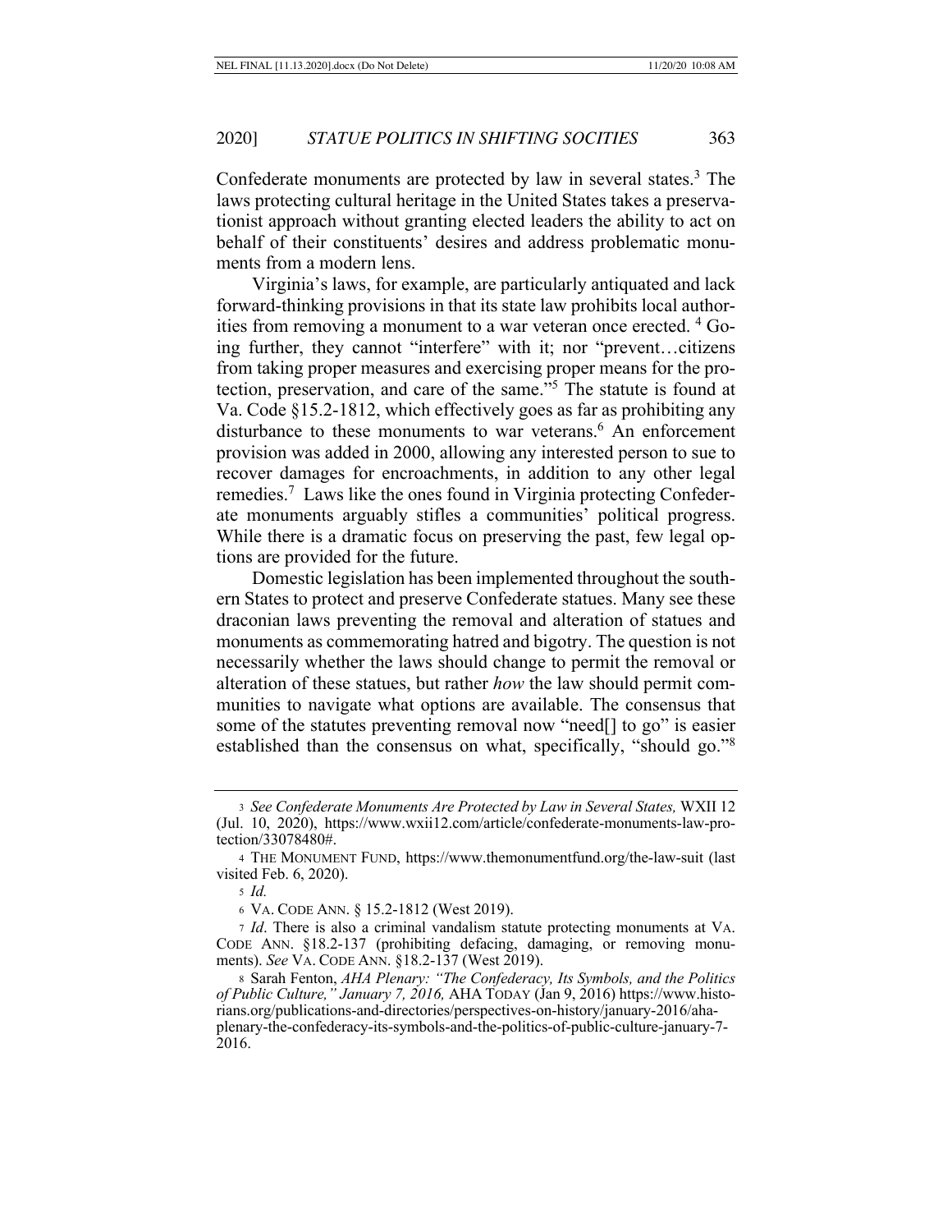Confederate monuments are protected by law in several states.[3] The laws protecting cultural heritage in the United States takes a preservationist approach without granting elected leaders the ability to act on behalf of their constituents' desires and address problematic monuments from a modern lens.

Virginia's laws, for example, are particularly antiquated and lack forward-thinking provisions in that its state law prohibits local authorities from removing a monument to a war veteran once erected. [4] Going further, they cannot "interfere" with it; nor "prevent…citizens from taking proper measures and exercising proper means for the protection, preservation, and care of the same."[5] The statute is found at Va. Code §15.2-1812, which effectively goes as far as prohibiting any disturbance to these monuments to war veterans.[6] An enforcement provision was added in 2000, allowing any interested person to sue to recover damages for encroachments, in addition to any other legal remedies.[7] Laws like the ones found in Virginia protecting Confederate monuments arguably stifles a communities' political progress. While there is a dramatic focus on preserving the past, few legal options are provided for the future.

Domestic legislation has been implemented throughout the southern States to protect and preserve Confederate statues. Many see these draconian laws preventing the removal and alteration of statues and monuments as commemorating hatred and bigotry. The question is not necessarily whether the laws should change to permit the removal or alteration of these statues, but rather *how* the law should permit communities to navigate what options are available. The consensus that some of the statutes preventing removal now "need[] to go" is easier established than the consensus on what, specifically, "should go."[8]

---

3 *See Confederate Monuments Are Protected by Law in Several States,* WXII 12 (Jul. 10, 2020), https://www.wxii12.com/article/confederate-monuments-law-protection/33078480#.

4 THE MONUMENT FUND, https://www.themonumentfund.org/the-law-suit (last visited Feb. 6, 2020).

5 *Id.*

6 VA. CODE ANN. § 15.2-1812 (West 2019).

7 *Id*. There is also a criminal vandalism statute protecting monuments at VA. CODE ANN. §18.2-137 (prohibiting defacing, damaging, or removing monuments). *See* VA. CODE ANN. §18.2-137 (West 2019).

8 Sarah Fenton, *AHA Plenary: "The Confederacy, Its Symbols, and the Politics of Public Culture," January 7, 2016,* AHA TODAY (Jan 9, 2016) https://www.historians.org/publications-and-directories/perspectives-on-history/january-2016/aha-plenary-the-confederacy-its-symbols-and-the-politics-of-public-culture-january-7-2016.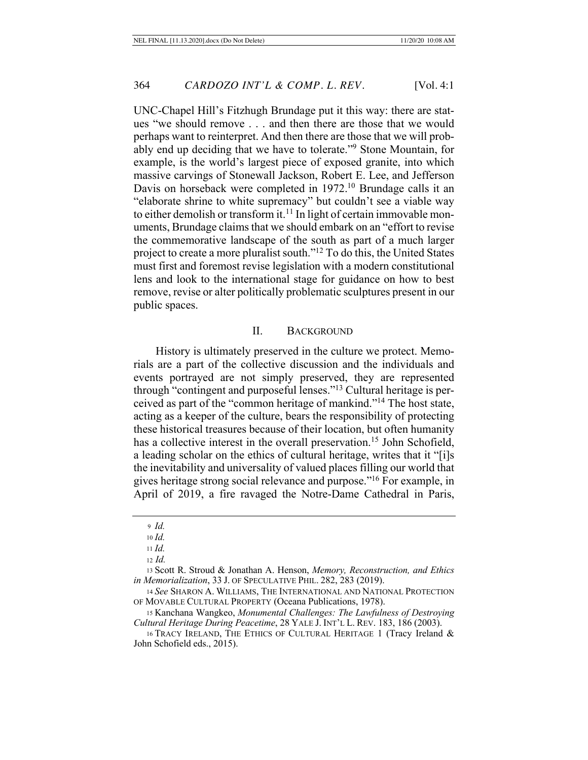UNC-Chapel Hill's Fitzhugh Brundage put it this way: there are statues "we should remove . . . and then there are those that we would perhaps want to reinterpret. And then there are those that we will probably end up deciding that we have to tolerate."[9] Stone Mountain, for example, is the world's largest piece of exposed granite, into which massive carvings of Stonewall Jackson, Robert E. Lee, and Jefferson Davis on horseback were completed in 1972.[10] Brundage calls it an "elaborate shrine to white supremacy" but couldn't see a viable way to either demolish or transform it.[11] In light of certain immovable monuments, Brundage claims that we should embark on an "effort to revise the commemorative landscape of the south as part of a much larger project to create a more pluralist south."[12] To do this, the United States must first and foremost revise legislation with a modern constitutional lens and look to the international stage for guidance on how to best remove, revise or alter politically problematic sculptures present in our public spaces.

## II. BACKGROUND

History is ultimately preserved in the culture we protect. Memorials are a part of the collective discussion and the individuals and events portrayed are not simply preserved, they are represented through "contingent and purposeful lenses."[13] Cultural heritage is perceived as part of the "common heritage of mankind."[14] The host state, acting as a keeper of the culture, bears the responsibility of protecting these historical treasures because of their location, but often humanity has a collective interest in the overall preservation.[15] John Schofield, a leading scholar on the ethics of cultural heritage, writes that it "[i]s the inevitability and universality of valued places filling our world that gives heritage strong social relevance and purpose."[16] For example, in April of 2019, a fire ravaged the Notre-Dame Cathedral in Paris,

---

9 *Id.*

10 *Id.*

11 *Id.*

12 *Id.*

13 Scott R. Stroud & Jonathan A. Henson, *Memory, Reconstruction, and Ethics in Memorialization*, 33 J. OF SPECULATIVE PHIL. 282, 283 (2019).

14 *See* SHARON A. WILLIAMS, THE INTERNATIONAL AND NATIONAL PROTECTION OF MOVABLE CULTURAL PROPERTY (Oceana Publications, 1978).

15 Kanchana Wangkeo, *Monumental Challenges: The Lawfulness of Destroying Cultural Heritage During Peacetime*, 28 YALE J. INT'L L. REV. 183, 186 (2003).

16 TRACY IRELAND, THE ETHICS OF CULTURAL HERITAGE 1 (Tracy Ireland & John Schofield eds., 2015).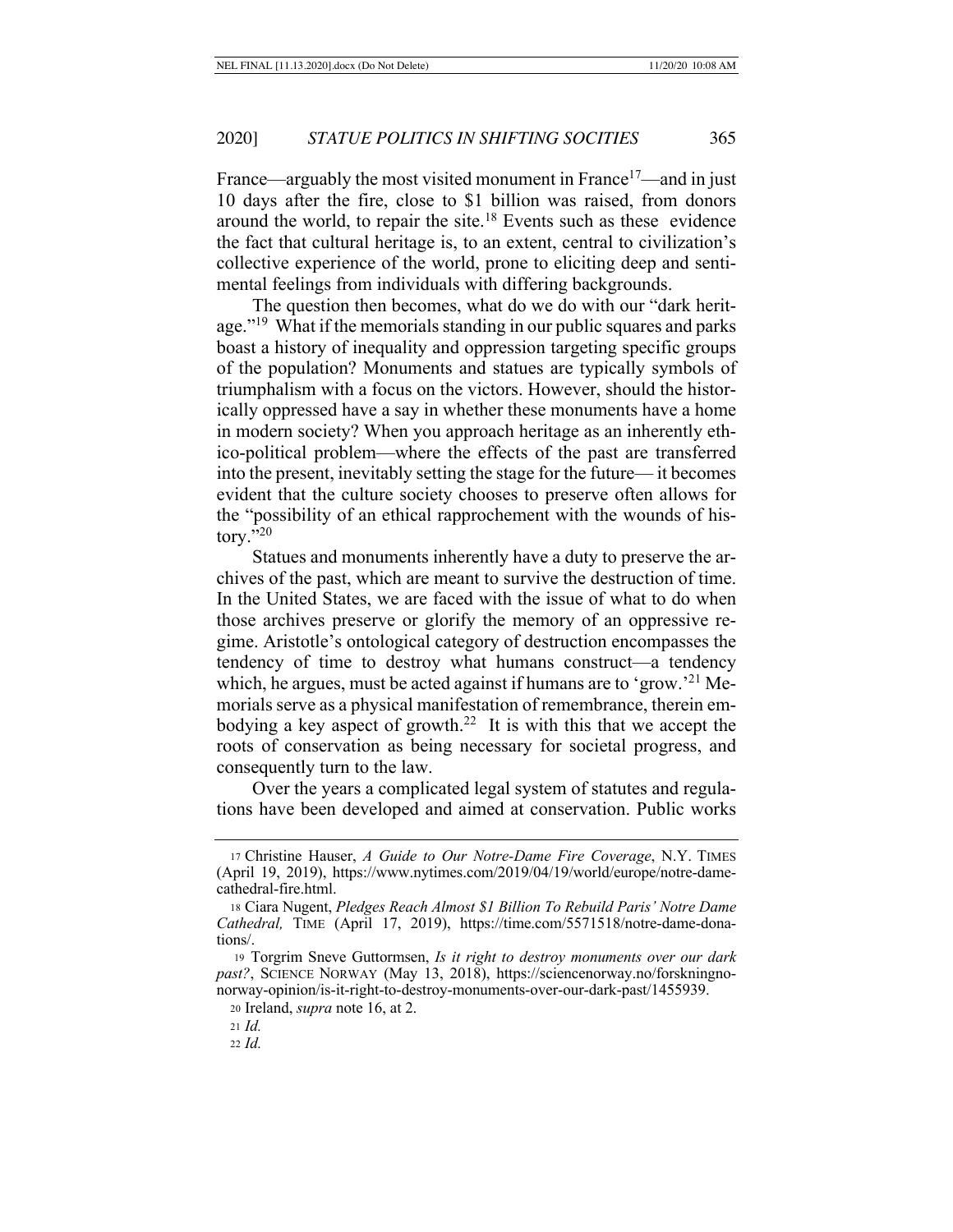France—arguably the most visited monument in France[17]—and in just 10 days after the fire, close to $1 billion was raised, from donors around the world, to repair the site.[18] Events such as these evidence the fact that cultural heritage is, to an extent, central to civilization's collective experience of the world, prone to eliciting deep and sentimental feelings from individuals with differing backgrounds.

The question then becomes, what do we do with our "dark heritage."[19] What if the memorials standing in our public squares and parks boast a history of inequality and oppression targeting specific groups of the population? Monuments and statues are typically symbols of triumphalism with a focus on the victors. However, should the historically oppressed have a say in whether these monuments have a home in modern society? When you approach heritage as an inherently ethico-political problem—where the effects of the past are transferred into the present, inevitably setting the stage for the future— it becomes evident that the culture society chooses to preserve often allows for the "possibility of an ethical rapprochement with the wounds of history."[20]

Statues and monuments inherently have a duty to preserve the archives of the past, which are meant to survive the destruction of time. In the United States, we are faced with the issue of what to do when those archives preserve or glorify the memory of an oppressive regime. Aristotle's ontological category of destruction encompasses the tendency of time to destroy what humans construct—a tendency which, he argues, must be acted against if humans are to 'grow.'[21] Memorials serve as a physical manifestation of remembrance, therein embodying a key aspect of growth.[22] It is with this that we accept the roots of conservation as being necessary for societal progress, and consequently turn to the law.

Over the years a complicated legal system of statutes and regulations have been developed and aimed at conservation. Public works

---

17 Christine Hauser, *A Guide to Our Notre-Dame Fire Coverage*, N.Y. TIMES (April 19, 2019), https://www.nytimes.com/2019/04/19/world/europe/notre-dame-cathedral-fire.html.

18 Ciara Nugent, *Pledges Reach Almost $1 Billion To Rebuild Paris' Notre Dame Cathedral,* TIME (April 17, 2019), https://time.com/5571518/notre-dame-donations/.

19 Torgrim Sneve Guttormsen, *Is it right to destroy monuments over our dark past?*, SCIENCE NORWAY (May 13, 2018), https://sciencenorway.no/forskningno-norway-opinion/is-it-right-to-destroy-monuments-over-our-dark-past/1455939.

20 Ireland, *supra* note 16, at 2.

21 *Id.*

22 *Id.*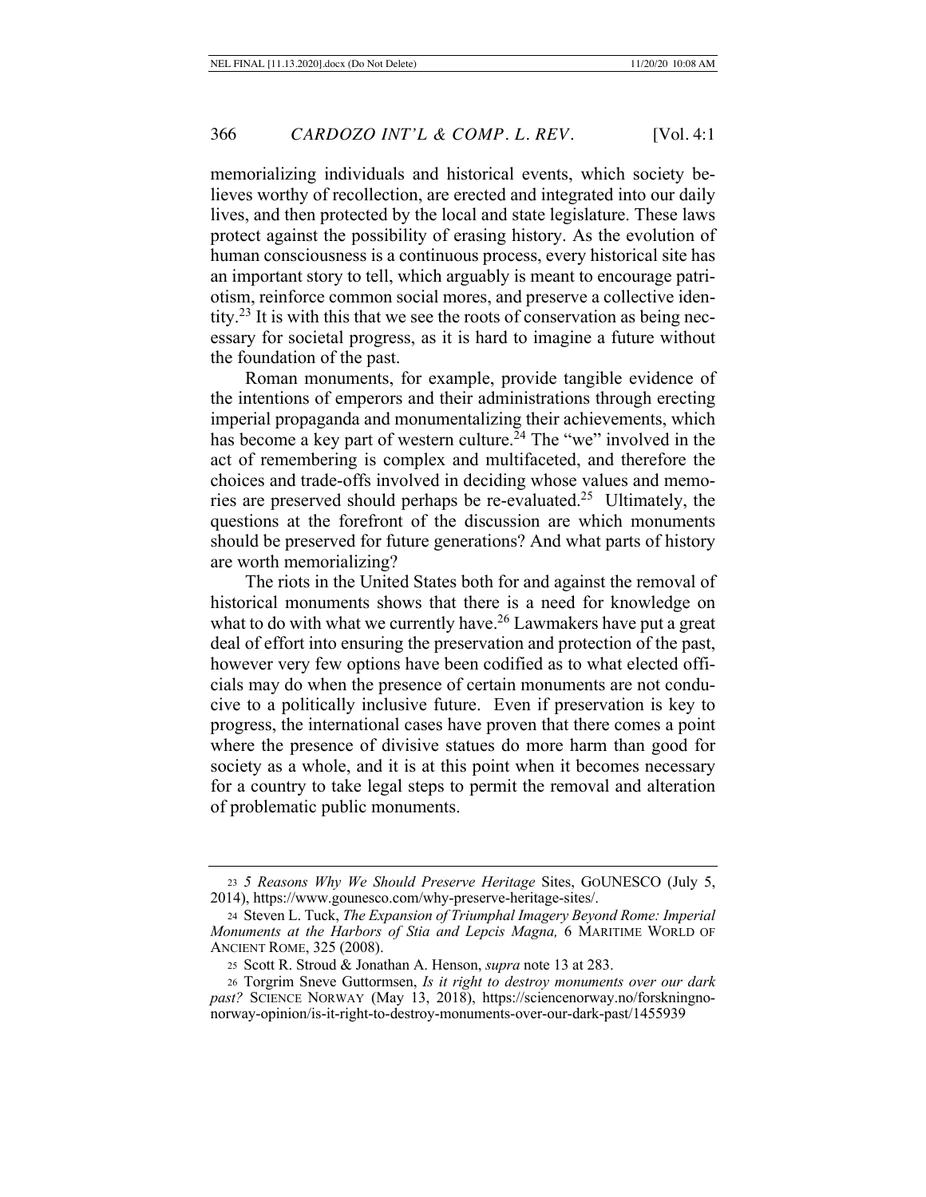memorializing individuals and historical events, which society believes worthy of recollection, are erected and integrated into our daily lives, and then protected by the local and state legislature. These laws protect against the possibility of erasing history. As the evolution of human consciousness is a continuous process, every historical site has an important story to tell, which arguably is meant to encourage patriotism, reinforce common social mores, and preserve a collective identity.[23] It is with this that we see the roots of conservation as being necessary for societal progress, as it is hard to imagine a future without the foundation of the past.

Roman monuments, for example, provide tangible evidence of the intentions of emperors and their administrations through erecting imperial propaganda and monumentalizing their achievements, which has become a key part of western culture.[24] The "we" involved in the act of remembering is complex and multifaceted, and therefore the choices and trade-offs involved in deciding whose values and memories are preserved should perhaps be re-evaluated.[25] Ultimately, the questions at the forefront of the discussion are which monuments should be preserved for future generations? And what parts of history are worth memorializing?

The riots in the United States both for and against the removal of historical monuments shows that there is a need for knowledge on what to do with what we currently have.[26] Lawmakers have put a great deal of effort into ensuring the preservation and protection of the past, however very few options have been codified as to what elected officials may do when the presence of certain monuments are not conducive to a politically inclusive future. Even if preservation is key to progress, the international cases have proven that there comes a point where the presence of divisive statues do more harm than good for society as a whole, and it is at this point when it becomes necessary for a country to take legal steps to permit the removal and alteration of problematic public monuments.

---

23 *5 Reasons Why We Should Preserve Heritage* Sites, GOUNESCO (July 5, 2014), https://www.gounesco.com/why-preserve-heritage-sites/.

24 Steven L. Tuck, *The Expansion of Triumphal Imagery Beyond Rome: Imperial Monuments at the Harbors of Stia and Lepcis Magna,* 6 MARITIME WORLD OF ANCIENT ROME, 325 (2008).

25 Scott R. Stroud & Jonathan A. Henson, *supra* note 13 at 283.

26 Torgrim Sneve Guttormsen, *Is it right to destroy monuments over our dark past?* SCIENCE NORWAY (May 13, 2018), https://sciencenorway.no/forskningnorway-opinion/is-it-right-to-destroy-monuments-over-our-dark-past/1455939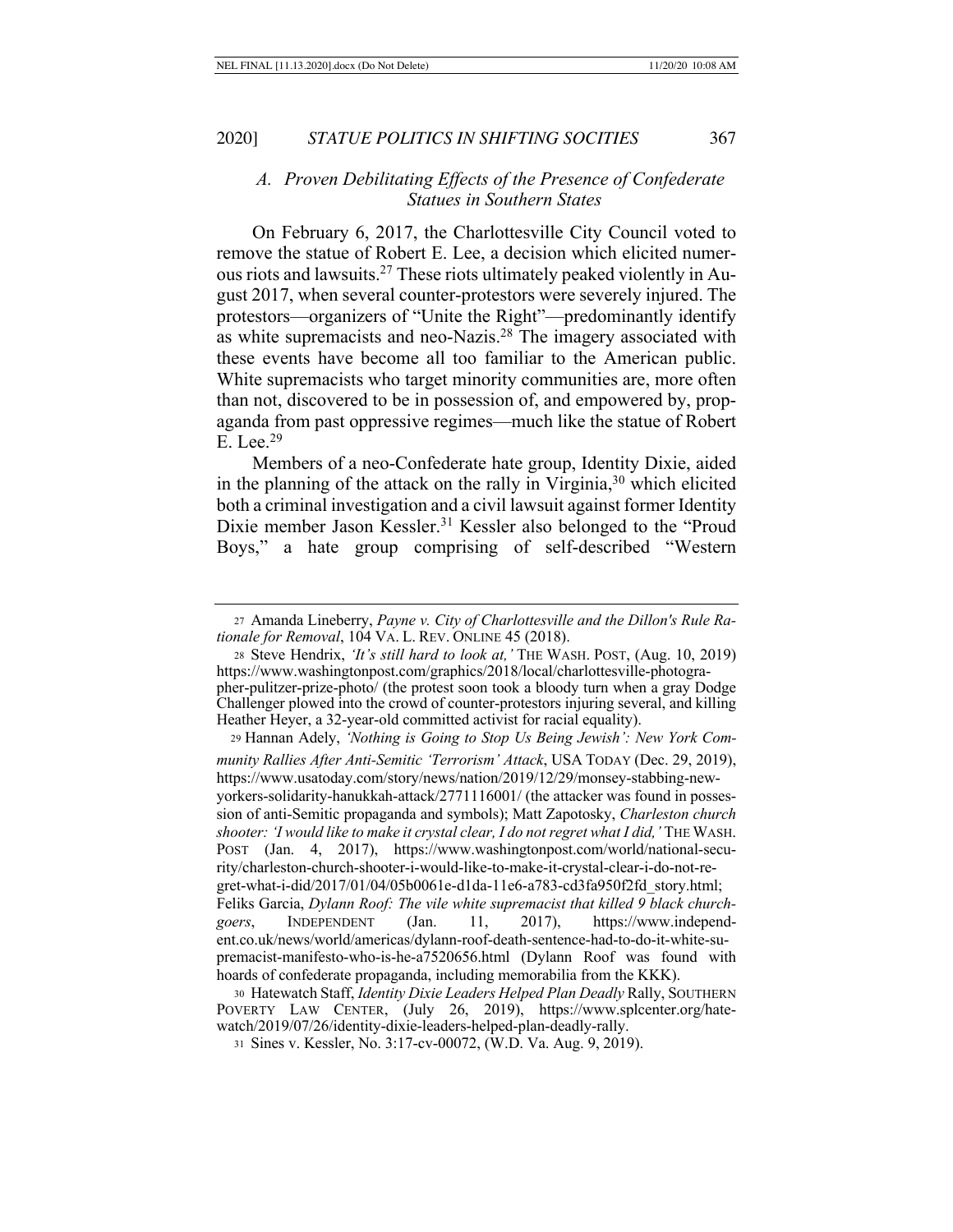### *A. Proven Debilitating Effects of the Presence of Confederate Statues in Southern States*

On February 6, 2017, the Charlottesville City Council voted to remove the statue of Robert E. Lee, a decision which elicited numerous riots and lawsuits.[27] These riots ultimately peaked violently in August 2017, when several counter-protestors were severely injured. The protestors—organizers of "Unite the Right"—predominantly identify as white supremacists and neo-Nazis.[28] The imagery associated with these events have become all too familiar to the American public. White supremacists who target minority communities are, more often than not, discovered to be in possession of, and empowered by, propaganda from past oppressive regimes—much like the statue of Robert E. Lee.[29]

Members of a neo-Confederate hate group, Identity Dixie, aided in the planning of the attack on the rally in Virginia,[30] which elicited both a criminal investigation and a civil lawsuit against former Identity Dixie member Jason Kessler.[31] Kessler also belonged to the "Proud Boys," a hate group comprising of self-described "Western

---

27 Amanda Lineberry, *Payne v. City of Charlottesville and the Dillon's Rule Rationale for Removal*, 104 VA. L. REV. ONLINE 45 (2018).

28 Steve Hendrix, *'It's still hard to look at,'* THE WASH. POST, (Aug. 10, 2019) https://www.washingtonpost.com/graphics/2018/local/charlottesville-photographer-pulitzer-prize-photo/ (the protest soon took a bloody turn when a gray Dodge Challenger plowed into the crowd of counter-protestors injuring several, and killing Heather Heyer, a 32-year-old committed activist for racial equality).

29 Hannan Adely, *'Nothing is Going to Stop Us Being Jewish': New York Community Rallies After Anti-Semitic 'Terrorism' Attack*, USA TODAY (Dec. 29, 2019), https://www.usatoday.com/story/news/nation/2019/12/29/monsey-stabbing-new-yorkers-solidarity-hanukkah-attack/2771116001/ (the attacker was found in possession of anti-Semitic propaganda and symbols); Matt Zapotosky, *Charleston church shooter: 'I would like to make it crystal clear, I do not regret what I did,'* THE WASH. POST (Jan. 4, 2017), https://www.washingtonpost.com/world/national-security/charleston-church-shooter-i-would-like-to-make-it-crystal-clear-i-do-not-regret-what-i-did/2017/01/04/05b0061e-d1da-11e6-a783-cd3fa950f2fd_story.html; Feliks Garcia, *Dylann Roof: The vile white supremacist that killed 9 black churchgoers*, INDEPENDENT (Jan. 11, 2017), https://www.independent.co.uk/news/world/americas/dylann-roof-death-sentence-had-to-do-it-white-supremacist-manifesto-who-is-he-a7520656.html (Dylann Roof was found with hoards of confederate propaganda, including memorabilia from the KKK).

30 Hatewatch Staff, *Identity Dixie Leaders Helped Plan Deadly* Rally, SOUTHERN POVERTY LAW CENTER, (July 26, 2019), https://www.splcenter.org/hatewatch/2019/07/26/identity-dixie-leaders-helped-plan-deadly-rally.

31 Sines v. Kessler, No. 3:17-cv-00072, (W.D. Va. Aug. 9, 2019).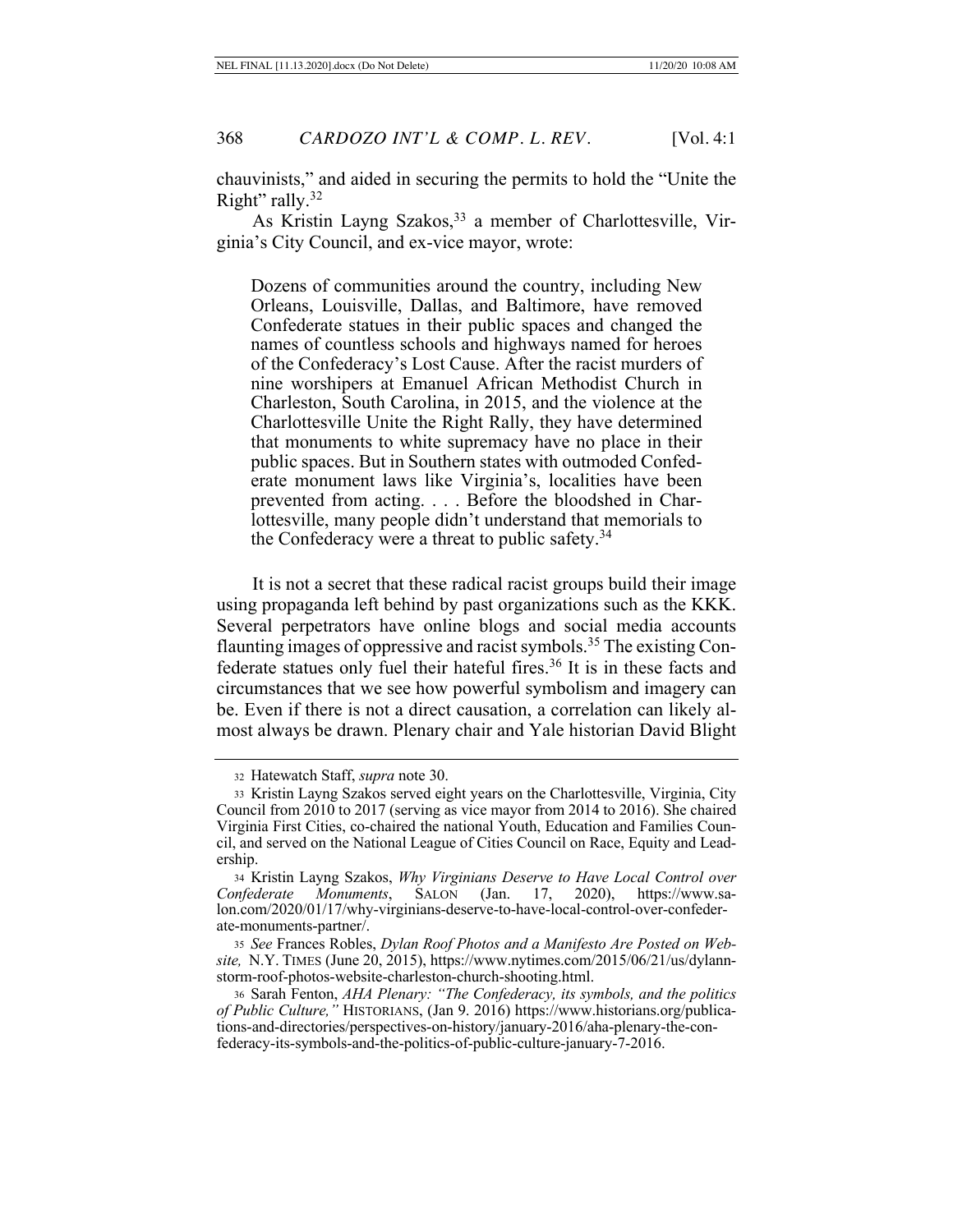chauvinists," and aided in securing the permits to hold the "Unite the Right" rally.[32]

As Kristin Layng Szakos,[33] a member of Charlottesville, Virginia's City Council, and ex-vice mayor, wrote:

> Dozens of communities around the country, including New Orleans, Louisville, Dallas, and Baltimore, have removed Confederate statues in their public spaces and changed the names of countless schools and highways named for heroes of the Confederacy's Lost Cause. After the racist murders of nine worshipers at Emanuel African Methodist Church in Charleston, South Carolina, in 2015, and the violence at the Charlottesville Unite the Right Rally, they have determined that monuments to white supremacy have no place in their public spaces. But in Southern states with outmoded Confederate monument laws like Virginia's, localities have been prevented from acting. . . . Before the bloodshed in Charlottesville, many people didn't understand that memorials to the Confederacy were a threat to public safety.[34]

It is not a secret that these radical racist groups build their image using propaganda left behind by past organizations such as the KKK. Several perpetrators have online blogs and social media accounts flaunting images of oppressive and racist symbols.[35] The existing Confederate statues only fuel their hateful fires.[36] It is in these facts and circumstances that we see how powerful symbolism and imagery can be. Even if there is not a direct causation, a correlation can likely almost always be drawn. Plenary chair and Yale historian David Blight

---

32 Hatewatch Staff, *supra* note 30.

33 Kristin Layng Szakos served eight years on the Charlottesville, Virginia, City Council from 2010 to 2017 (serving as vice mayor from 2014 to 2016). She chaired Virginia First Cities, co-chaired the national Youth, Education and Families Council, and served on the National League of Cities Council on Race, Equity and Leadership.

34 Kristin Layng Szakos, *Why Virginians Deserve to Have Local Control over Confederate Monuments*, SALON (Jan. 17, 2020), https://www.salon.com/2020/01/17/why-virginians-deserve-to-have-local-control-over-confederate-monuments-partner/.

35 *See* Frances Robles, *Dylan Roof Photos and a Manifesto Are Posted on Website,* N.Y. TIMES (June 20, 2015), https://www.nytimes.com/2015/06/21/us/dylann-storm-roof-photos-website-charleston-church-shooting.html.

36 Sarah Fenton, *AHA Plenary: "The Confederacy, its symbols, and the politics of Public Culture,"* HISTORIANS, (Jan 9. 2016) https://www.historians.org/publications-and-directories/perspectives-on-history/january-2016/aha-plenary-the-confederacy-its-symbols-and-the-politics-of-public-culture-january-7-2016.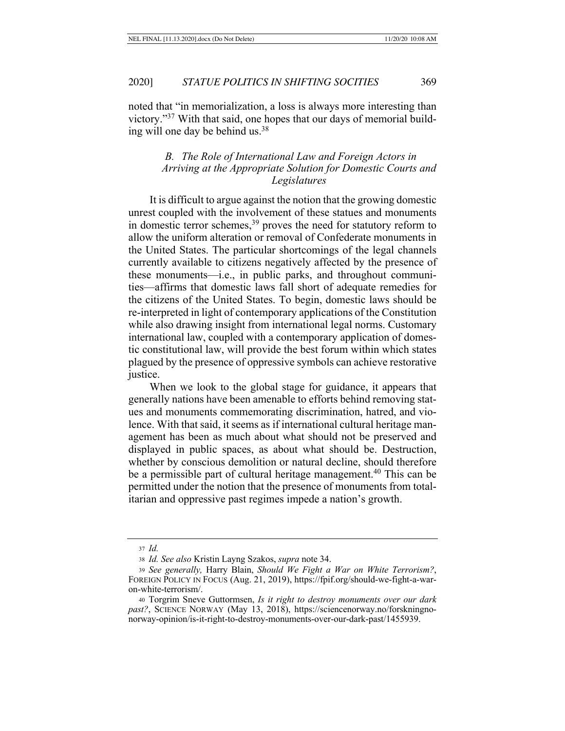noted that "in memorialization, a loss is always more interesting than victory."[37] With that said, one hopes that our days of memorial building will one day be behind us.[38]

### *B. The Role of International Law and Foreign Actors in Arriving at the Appropriate Solution for Domestic Courts and Legislatures*

It is difficult to argue against the notion that the growing domestic unrest coupled with the involvement of these statues and monuments in domestic terror schemes,[39] proves the need for statutory reform to allow the uniform alteration or removal of Confederate monuments in the United States. The particular shortcomings of the legal channels currently available to citizens negatively affected by the presence of these monuments—i.e., in public parks, and throughout communities—affirms that domestic laws fall short of adequate remedies for the citizens of the United States. To begin, domestic laws should be re-interpreted in light of contemporary applications of the Constitution while also drawing insight from international legal norms. Customary international law, coupled with a contemporary application of domestic constitutional law, will provide the best forum within which states plagued by the presence of oppressive symbols can achieve restorative justice.

When we look to the global stage for guidance, it appears that generally nations have been amenable to efforts behind removing statues and monuments commemorating discrimination, hatred, and violence. With that said, it seems as if international cultural heritage management has been as much about what should not be preserved and displayed in public spaces, as about what should be. Destruction, whether by conscious demolition or natural decline, should therefore be a permissible part of cultural heritage management.[40] This can be permitted under the notion that the presence of monuments from totalitarian and oppressive past regimes impede a nation's growth.

---

[37] *Id.*

[38] *Id. See also* Kristin Layng Szakos, *supra* note 34.

[39] *See generally,* Harry Blain, *Should We Fight a War on White Terrorism?*, FOREIGN POLICY IN FOCUS (Aug. 21, 2019), https://fpif.org/should-we-fight-a-war-on-white-terrorism/.

[40] Torgrim Sneve Guttormsen, *Is it right to destroy monuments over our dark past?*, SCIENCE NORWAY (May 13, 2018), https://sciencenorway.no/forskningno-norway-opinion/is-it-right-to-destroy-monuments-over-our-dark-past/1455939.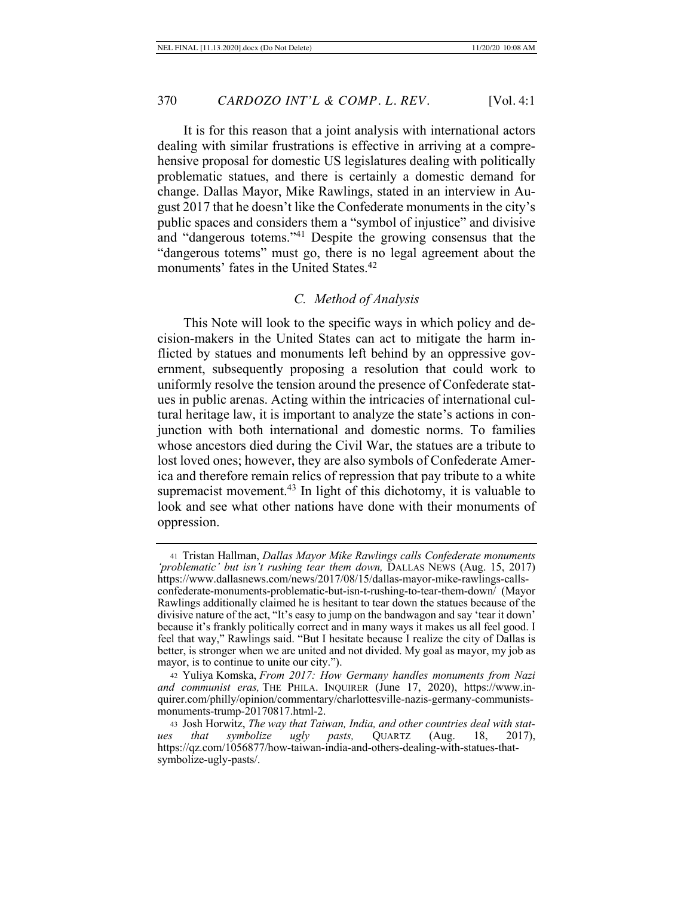It is for this reason that a joint analysis with international actors dealing with similar frustrations is effective in arriving at a comprehensive proposal for domestic US legislatures dealing with politically problematic statues, and there is certainly a domestic demand for change. Dallas Mayor, Mike Rawlings, stated in an interview in August 2017 that he doesn't like the Confederate monuments in the city's public spaces and considers them a "symbol of injustice" and divisive and "dangerous totems."[41] Despite the growing consensus that the "dangerous totems" must go, there is no legal agreement about the monuments' fates in the United States.[42]

### *C. Method of Analysis*

This Note will look to the specific ways in which policy and decision-makers in the United States can act to mitigate the harm inflicted by statues and monuments left behind by an oppressive government, subsequently proposing a resolution that could work to uniformly resolve the tension around the presence of Confederate statues in public arenas. Acting within the intricacies of international cultural heritage law, it is important to analyze the state's actions in conjunction with both international and domestic norms. To families whose ancestors died during the Civil War, the statues are a tribute to lost loved ones; however, they are also symbols of Confederate America and therefore remain relics of repression that pay tribute to a white supremacist movement.[43] In light of this dichotomy, it is valuable to look and see what other nations have done with their monuments of oppression.

---

41 Tristan Hallman, *Dallas Mayor Mike Rawlings calls Confederate monuments 'problematic' but isn't rushing tear them down,* DALLAS NEWS (Aug. 15, 2017) https://www.dallasnews.com/news/2017/08/15/dallas-mayor-mike-rawlings-calls-confederate-monuments-problematic-but-isn-t-rushing-to-tear-them-down/ (Mayor Rawlings additionally claimed he is hesitant to tear down the statues because of the divisive nature of the act, "It's easy to jump on the bandwagon and say 'tear it down' because it's frankly politically correct and in many ways it makes us all feel good. I feel that way," Rawlings said. "But I hesitate because I realize the city of Dallas is better, is stronger when we are united and not divided. My goal as mayor, my job as mayor, is to continue to unite our city.").

42 Yuliya Komska, *From 2017: How Germany handles monuments from Nazi and communist eras,* THE PHILA. INQUIRER (June 17, 2020), https://www.inquirer.com/philly/opinion/commentary/charlottesville-nazis-germany-communists-monuments-trump-20170817.html-2.

43 Josh Horwitz, *The way that Taiwan, India, and other countries deal with statues that symbolize ugly pasts,* QUARTZ (Aug. 18, 2017), https://qz.com/1056877/how-taiwan-india-and-others-dealing-with-statues-that-symbolize-ugly-pasts/.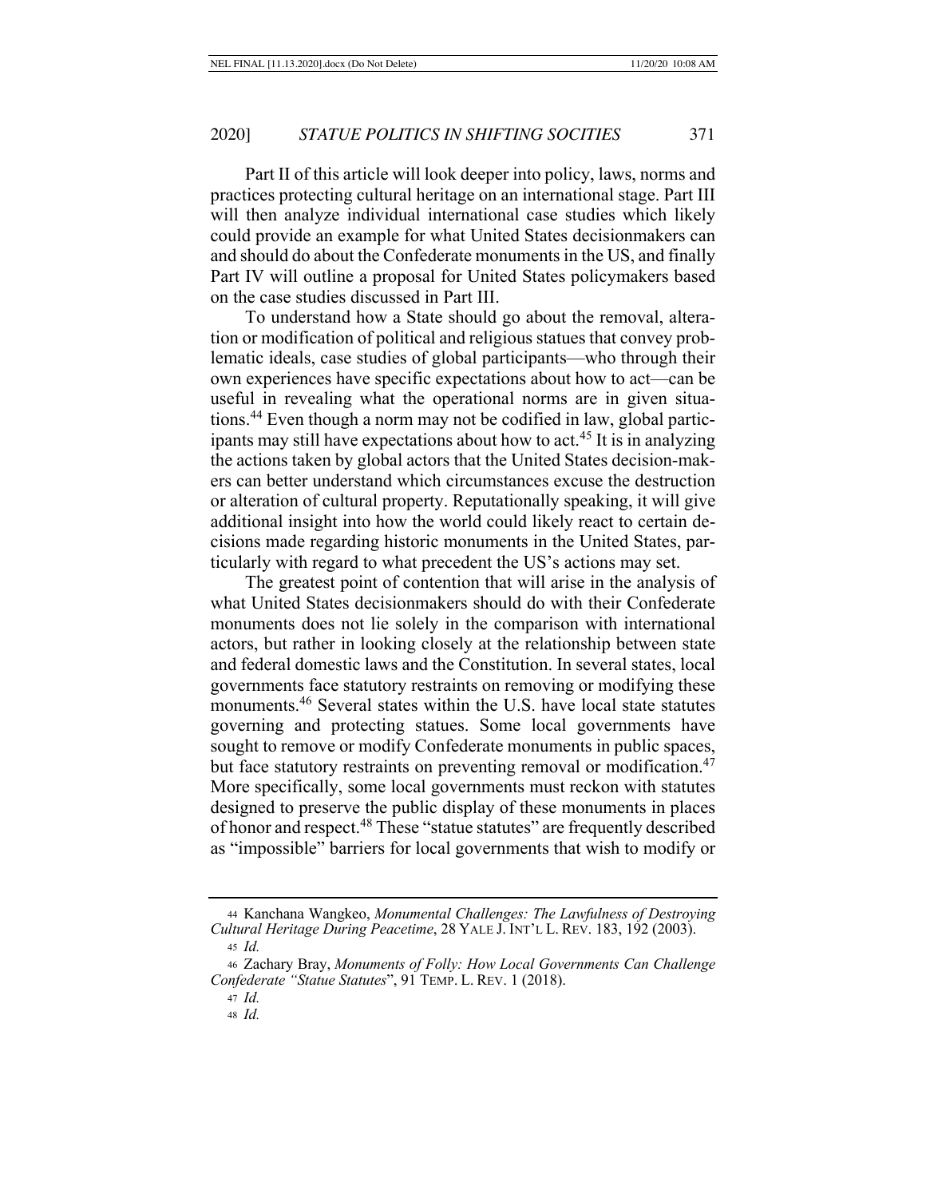Part II of this article will look deeper into policy, laws, norms and practices protecting cultural heritage on an international stage. Part III will then analyze individual international case studies which likely could provide an example for what United States decisionmakers can and should do about the Confederate monuments in the US, and finally Part IV will outline a proposal for United States policymakers based on the case studies discussed in Part III.

To understand how a State should go about the removal, alteration or modification of political and religious statues that convey problematic ideals, case studies of global participants—who through their own experiences have specific expectations about how to act—can be useful in revealing what the operational norms are in given situations.[44] Even though a norm may not be codified in law, global participants may still have expectations about how to act.[45] It is in analyzing the actions taken by global actors that the United States decision-makers can better understand which circumstances excuse the destruction or alteration of cultural property. Reputationally speaking, it will give additional insight into how the world could likely react to certain decisions made regarding historic monuments in the United States, particularly with regard to what precedent the US's actions may set.

The greatest point of contention that will arise in the analysis of what United States decisionmakers should do with their Confederate monuments does not lie solely in the comparison with international actors, but rather in looking closely at the relationship between state and federal domestic laws and the Constitution. In several states, local governments face statutory restraints on removing or modifying these monuments.[46] Several states within the U.S. have local state statutes governing and protecting statues. Some local governments have sought to remove or modify Confederate monuments in public spaces, but face statutory restraints on preventing removal or modification.[47] More specifically, some local governments must reckon with statutes designed to preserve the public display of these monuments in places of honor and respect.[48] These "statue statutes" are frequently described as "impossible" barriers for local governments that wish to modify or

---

[44] Kanchana Wangkeo, *Monumental Challenges: The Lawfulness of Destroying Cultural Heritage During Peacetime*, 28 YALE J. INT'L L. REV. 183, 192 (2003).

[45] *Id.*

[46] Zachary Bray, *Monuments of Folly: How Local Governments Can Challenge Confederate "Statue Statutes"*, 91 TEMP. L. REV. 1 (2018).

[47] *Id.*

[48] *Id.*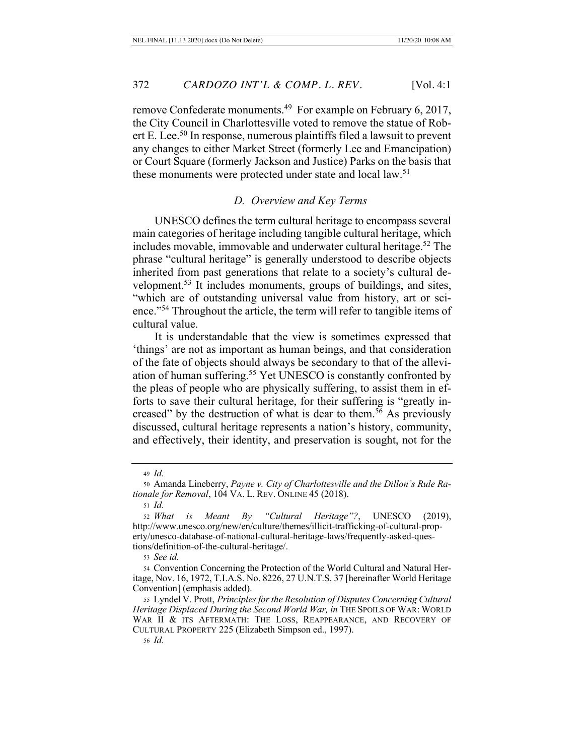remove Confederate monuments.[49] For example on February 6, 2017, the City Council in Charlottesville voted to remove the statue of Robert E. Lee.[50] In response, numerous plaintiffs filed a lawsuit to prevent any changes to either Market Street (formerly Lee and Emancipation) or Court Square (formerly Jackson and Justice) Parks on the basis that these monuments were protected under state and local law.[51]

### *D. Overview and Key Terms*

UNESCO defines the term cultural heritage to encompass several main categories of heritage including tangible cultural heritage, which includes movable, immovable and underwater cultural heritage.[52] The phrase "cultural heritage" is generally understood to describe objects inherited from past generations that relate to a society's cultural development.[53] It includes monuments, groups of buildings, and sites, "which are of outstanding universal value from history, art or science."[54] Throughout the article, the term will refer to tangible items of cultural value.

It is understandable that the view is sometimes expressed that 'things' are not as important as human beings, and that consideration of the fate of objects should always be secondary to that of the alleviation of human suffering.[55] Yet UNESCO is constantly confronted by the pleas of people who are physically suffering, to assist them in efforts to save their cultural heritage, for their suffering is "greatly increased" by the destruction of what is dear to them.[56] As previously discussed, cultural heritage represents a nation's history, community, and effectively, their identity, and preservation is sought, not for the

---

49 *Id.*

50 Amanda Lineberry, *Payne v. City of Charlottesville and the Dillon's Rule Rationale for Removal*, 104 VA. L. REV. ONLINE 45 (2018).

51 *Id.*

52 *What is Meant By "Cultural Heritage"?*, UNESCO (2019), http://www.unesco.org/new/en/culture/themes/illicit-trafficking-of-cultural-property/unesco-database-of-national-cultural-heritage-laws/frequently-asked-questions/definition-of-the-cultural-heritage/.

53 *See id.*

54 Convention Concerning the Protection of the World Cultural and Natural Heritage, Nov. 16, 1972, T.I.A.S. No. 8226, 27 U.N.T.S. 37 [hereinafter World Heritage Convention] (emphasis added).

55 Lyndel V. Prott, *Principles for the Resolution of Disputes Concerning Cultural Heritage Displaced During the Second World War, in* THE SPOILS OF WAR: WORLD WAR II & ITS AFTERMATH: THE LOSS, REAPPEARANCE, AND RECOVERY OF CULTURAL PROPERTY 225 (Elizabeth Simpson ed., 1997).

56 *Id.*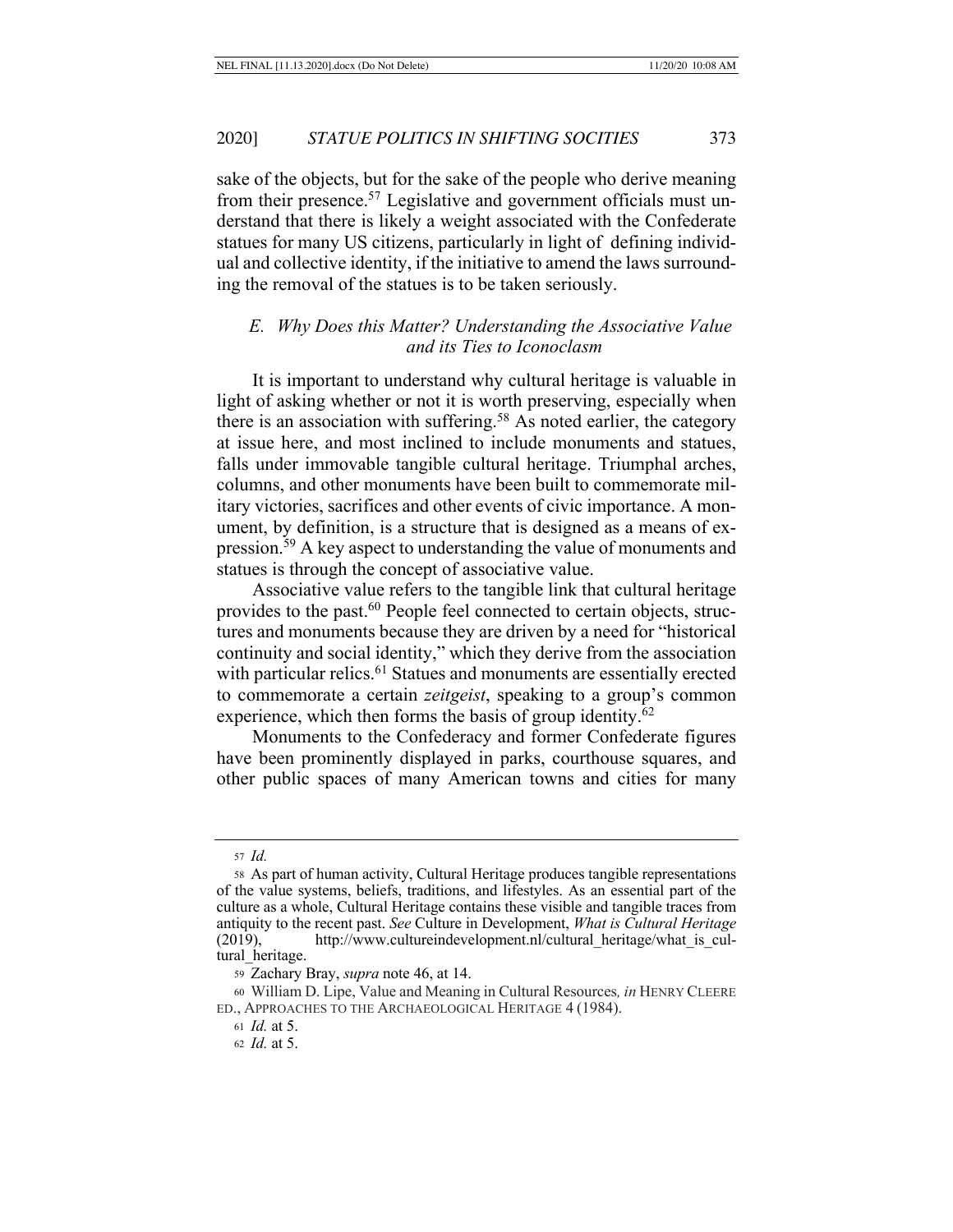sake of the objects, but for the sake of the people who derive meaning from their presence.[57] Legislative and government officials must understand that there is likely a weight associated with the Confederate statues for many US citizens, particularly in light of defining individual and collective identity, if the initiative to amend the laws surrounding the removal of the statues is to be taken seriously.

### *E. Why Does this Matter? Understanding the Associative Value and its Ties to Iconoclasm*

It is important to understand why cultural heritage is valuable in light of asking whether or not it is worth preserving, especially when there is an association with suffering.[58] As noted earlier, the category at issue here, and most inclined to include monuments and statues, falls under immovable tangible cultural heritage. Triumphal arches, columns, and other monuments have been built to commemorate military victories, sacrifices and other events of civic importance. A monument, by definition, is a structure that is designed as a means of expression.[59] A key aspect to understanding the value of monuments and statues is through the concept of associative value.

Associative value refers to the tangible link that cultural heritage provides to the past.[60] People feel connected to certain objects, structures and monuments because they are driven by a need for "historical continuity and social identity," which they derive from the association with particular relics.[61] Statues and monuments are essentially erected to commemorate a certain *zeitgeist*, speaking to a group's common experience, which then forms the basis of group identity.[62]

Monuments to the Confederacy and former Confederate figures have been prominently displayed in parks, courthouse squares, and other public spaces of many American towns and cities for many

---

57 *Id.*

58 As part of human activity, Cultural Heritage produces tangible representations of the value systems, beliefs, traditions, and lifestyles. As an essential part of the culture as a whole, Cultural Heritage contains these visible and tangible traces from antiquity to the recent past. *See* Culture in Development, *What is Cultural Heritage* (2019), http://www.cultureindevelopment.nl/cultural_heritage/what_is_cultural_heritage.

59 Zachary Bray, *supra* note 46, at 14.

60 William D. Lipe, Value and Meaning in Cultural Resources*, in* HENRY CLEERE ED., APPROACHES TO THE ARCHAEOLOGICAL HERITAGE 4 (1984).

61 *Id.* at 5.

62 *Id.* at 5.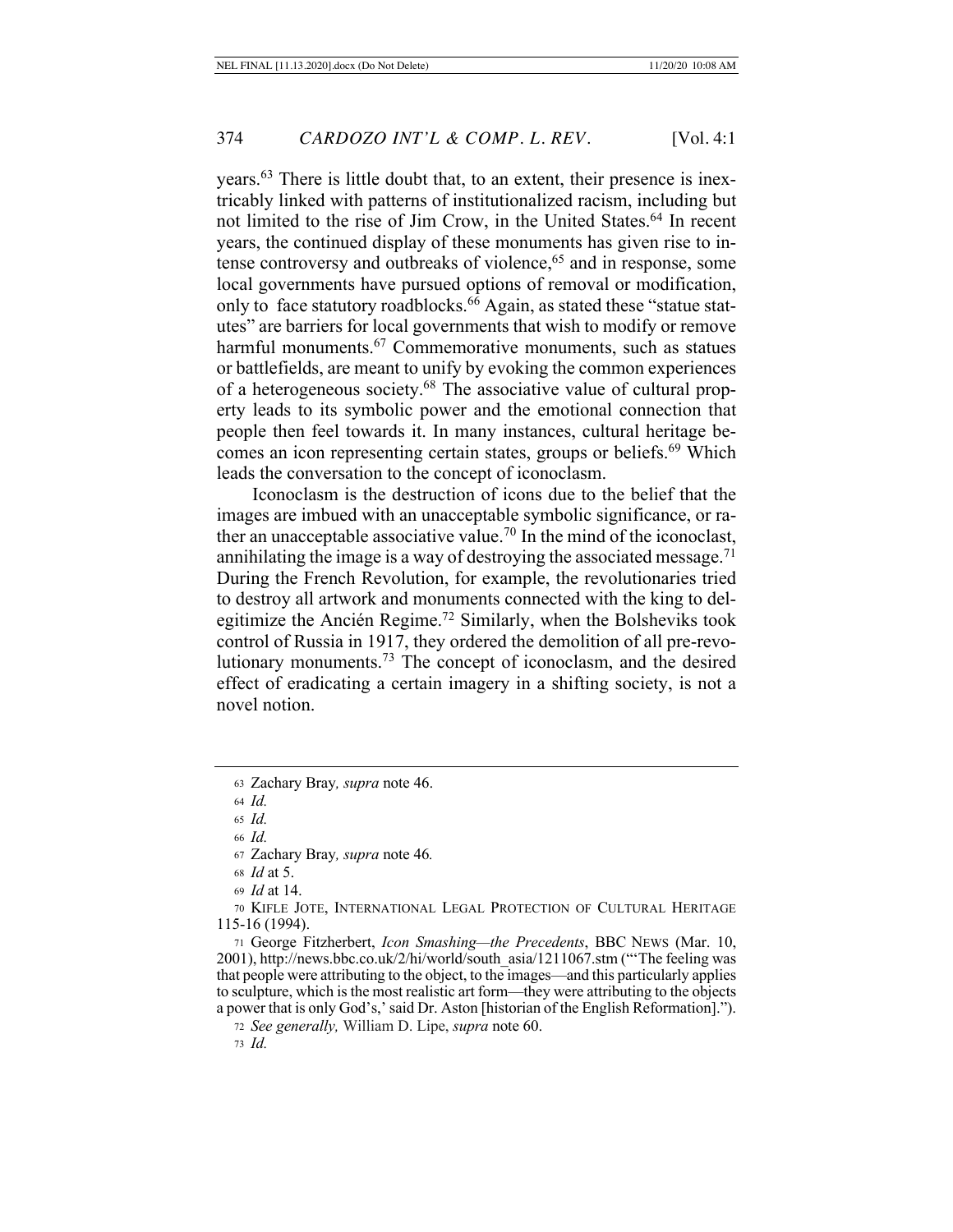years.[63] There is little doubt that, to an extent, their presence is inextricably linked with patterns of institutionalized racism, including but not limited to the rise of Jim Crow, in the United States.[64] In recent years, the continued display of these monuments has given rise to intense controversy and outbreaks of violence,[65] and in response, some local governments have pursued options of removal or modification, only to face statutory roadblocks.[66] Again, as stated these "statue statutes" are barriers for local governments that wish to modify or remove harmful monuments.[67] Commemorative monuments, such as statues or battlefields, are meant to unify by evoking the common experiences of a heterogeneous society.[68] The associative value of cultural property leads to its symbolic power and the emotional connection that people then feel towards it. In many instances, cultural heritage becomes an icon representing certain states, groups or beliefs.[69] Which leads the conversation to the concept of iconoclasm.

Iconoclasm is the destruction of icons due to the belief that the images are imbued with an unacceptable symbolic significance, or rather an unacceptable associative value.[70] In the mind of the iconoclast, annihilating the image is a way of destroying the associated message.[71] During the French Revolution, for example, the revolutionaries tried to destroy all artwork and monuments connected with the king to delegitimize the Ancién Regime.[72] Similarly, when the Bolsheviks took control of Russia in 1917, they ordered the demolition of all pre-revolutionary monuments.[73] The concept of iconoclasm, and the desired effect of eradicating a certain imagery in a shifting society, is not a novel notion.

---

63 Zachary Bray, *supra* note 46.

64 *Id.*

65 *Id.*

66 *Id.*

67 Zachary Bray, *supra* note 46*.*

68 *Id* at 5.

69 *Id* at 14.

70 KIFLE JOTE, INTERNATIONAL LEGAL PROTECTION OF CULTURAL HERITAGE 115-16 (1994).

71 George Fitzherbert, *Icon Smashing—the Precedents*, BBC NEWS (Mar. 10, 2001), http://news.bbc.co.uk/2/hi/world/south_asia/1211067.stm ("'The feeling was that people were attributing to the object, to the images—and this particularly applies to sculpture, which is the most realistic art form—they were attributing to the objects a power that is only God's,' said Dr. Aston [historian of the English Reformation].").

72 *See generally,* William D. Lipe, *supra* note 60.

73 *Id.*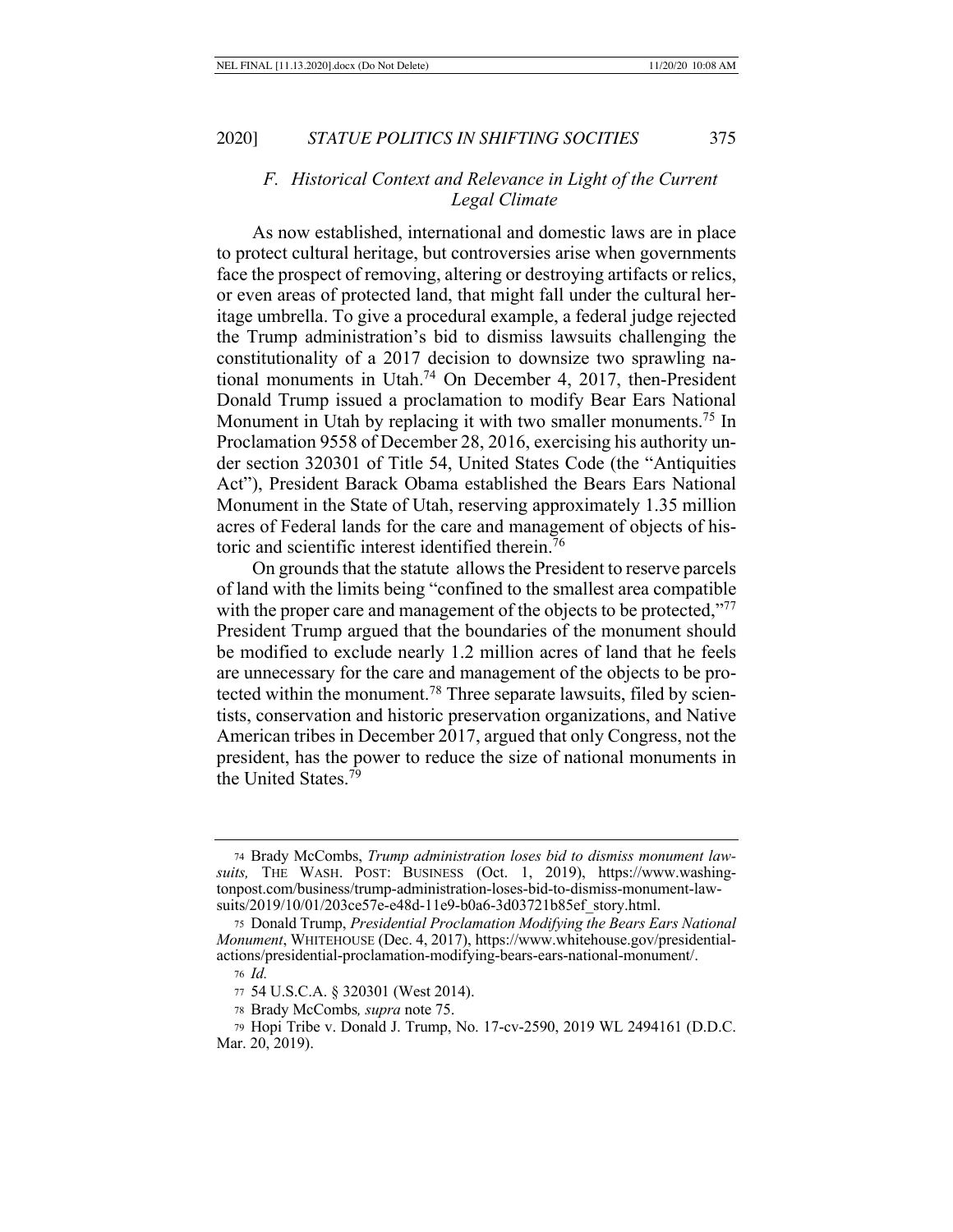### *F. Historical Context and Relevance in Light of the Current Legal Climate*

As now established, international and domestic laws are in place to protect cultural heritage, but controversies arise when governments face the prospect of removing, altering or destroying artifacts or relics, or even areas of protected land, that might fall under the cultural heritage umbrella. To give a procedural example, a federal judge rejected the Trump administration's bid to dismiss lawsuits challenging the constitutionality of a 2017 decision to downsize two sprawling national monuments in Utah.[74] On December 4, 2017, then-President Donald Trump issued a proclamation to modify Bear Ears National Monument in Utah by replacing it with two smaller monuments.[75] In Proclamation 9558 of December 28, 2016, exercising his authority under section 320301 of Title 54, United States Code (the "Antiquities Act"), President Barack Obama established the Bears Ears National Monument in the State of Utah, reserving approximately 1.35 million acres of Federal lands for the care and management of objects of historic and scientific interest identified therein.[76]

On grounds that the statute allows the President to reserve parcels of land with the limits being "confined to the smallest area compatible with the proper care and management of the objects to be protected,"[77] President Trump argued that the boundaries of the monument should be modified to exclude nearly 1.2 million acres of land that he feels are unnecessary for the care and management of the objects to be protected within the monument.[78] Three separate lawsuits, filed by scientists, conservation and historic preservation organizations, and Native American tribes in December 2017, argued that only Congress, not the president, has the power to reduce the size of national monuments in the United States.[79]

---

[74] Brady McCombs, *Trump administration loses bid to dismiss monument lawsuits,* THE WASH. POST: BUSINESS (Oct. 1, 2019), https://www.washingtonpost.com/business/trump-administration-loses-bid-to-dismiss-monument-lawsuits/2019/10/01/203ce57e-e48d-11e9-b0a6-3d03721b85ef_story.html.

[75] Donald Trump, *Presidential Proclamation Modifying the Bears Ears National Monument*, WHITEHOUSE (Dec. 4, 2017), https://www.whitehouse.gov/presidential-actions/presidential-proclamation-modifying-bears-ears-national-monument/.

[76] *Id.*

[77] 54 U.S.C.A. § 320301 (West 2014).

[78] Brady McCombs*, supra* note 75.

[79] Hopi Tribe v. Donald J. Trump, No. 17-cv-2590, 2019 WL 2494161 (D.D.C. Mar. 20, 2019).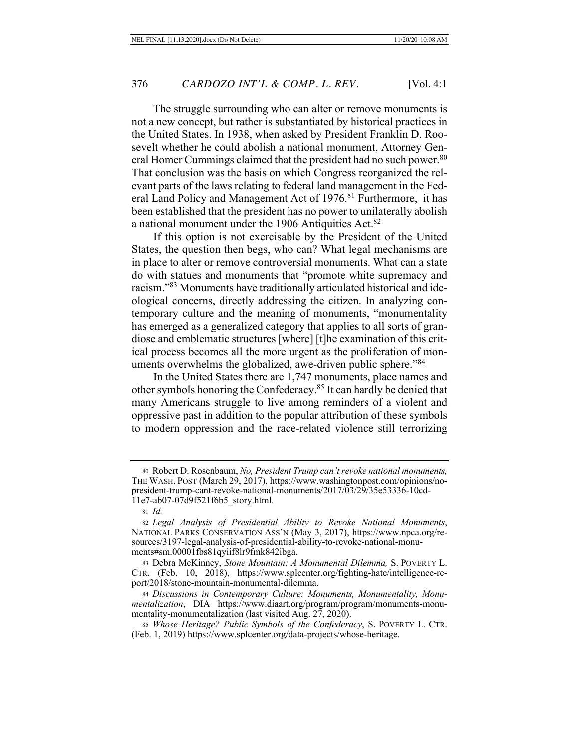The struggle surrounding who can alter or remove monuments is not a new concept, but rather is substantiated by historical practices in the United States. In 1938, when asked by President Franklin D. Roosevelt whether he could abolish a national monument, Attorney General Homer Cummings claimed that the president had no such power.[80] That conclusion was the basis on which Congress reorganized the relevant parts of the laws relating to federal land management in the Federal Land Policy and Management Act of 1976.[81] Furthermore, it has been established that the president has no power to unilaterally abolish a national monument under the 1906 Antiquities Act.[82]

If this option is not exercisable by the President of the United States, the question then begs, who can? What legal mechanisms are in place to alter or remove controversial monuments. What can a state do with statues and monuments that "promote white supremacy and racism."[83] Monuments have traditionally articulated historical and ideological concerns, directly addressing the citizen. In analyzing contemporary culture and the meaning of monuments, "monumentality has emerged as a generalized category that applies to all sorts of grandiose and emblematic structures [where] [t]he examination of this critical process becomes all the more urgent as the proliferation of monuments overwhelms the globalized, awe-driven public sphere."[84]

In the United States there are 1,747 monuments, place names and other symbols honoring the Confederacy.[85] It can hardly be denied that many Americans struggle to live among reminders of a violent and oppressive past in addition to the popular attribution of these symbols to modern oppression and the race-related violence still terrorizing

---

80 Robert D. Rosenbaum, *No, President Trump can't revoke national monuments,* THE WASH. POST (March 29, 2017), https://www.washingtonpost.com/opinions/no-president-trump-cant-revoke-national-monuments/2017/03/29/35e53336-10cd-11e7-ab07-07d9f521f6b5_story.html.

81 *Id.*

82 *Legal Analysis of Presidential Ability to Revoke National Monuments*, NATIONAL PARKS CONSERVATION ASS'N (May 3, 2017), https://www.npca.org/resources/3197-legal-analysis-of-presidential-ability-to-revoke-national-monuments#sm.00001fbs81qyiif8lr9fmk842ibga.

83 Debra McKinney, *Stone Mountain: A Monumental Dilemma,* S. POVERTY L. CTR. (Feb. 10, 2018), https://www.splcenter.org/fighting-hate/intelligence-report/2018/stone-mountain-monumental-dilemma.

84 *Discussions in Contemporary Culture: Monuments, Monumentality, Monumentalization*, DIA https://www.diaart.org/program/program/monuments-monumentality-monumentalization (last visited Aug. 27, 2020).

85 *Whose Heritage? Public Symbols of the Confederacy*, S. POVERTY L. CTR. (Feb. 1, 2019) https://www.splcenter.org/data-projects/whose-heritage.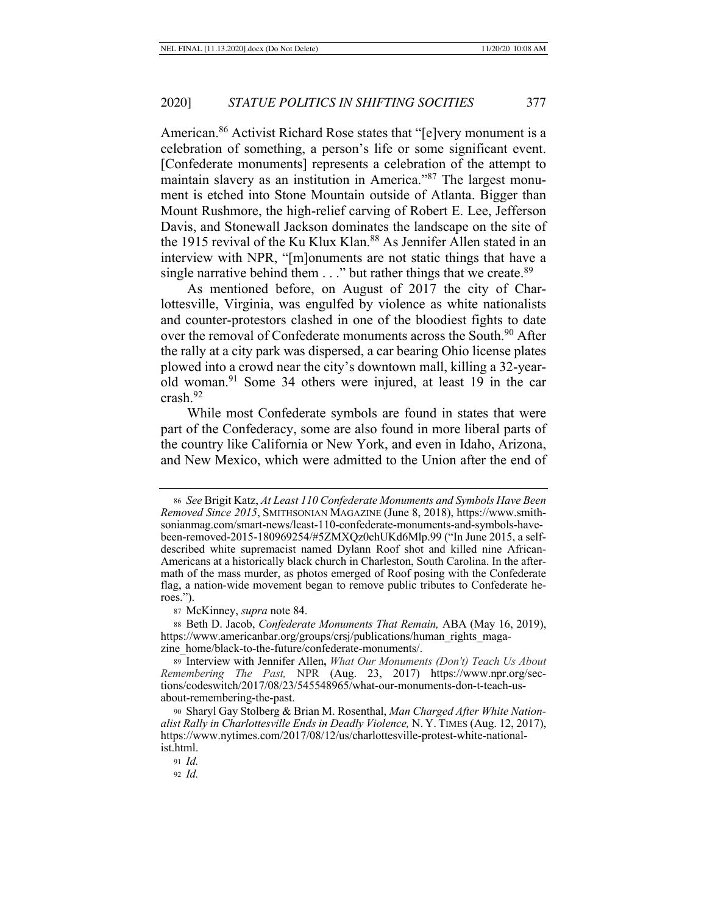American.[86] Activist Richard Rose states that "[e]very monument is a celebration of something, a person's life or some significant event. [Confederate monuments] represents a celebration of the attempt to maintain slavery as an institution in America."[87] The largest monument is etched into Stone Mountain outside of Atlanta. Bigger than Mount Rushmore, the high-relief carving of Robert E. Lee, Jefferson Davis, and Stonewall Jackson dominates the landscape on the site of the 1915 revival of the Ku Klux Klan.[88] As Jennifer Allen stated in an interview with NPR, "[m]onuments are not static things that have a single narrative behind them . . ." but rather things that we create.[89]

As mentioned before, on August of 2017 the city of Charlottesville, Virginia, was engulfed by violence as white nationalists and counter-protestors clashed in one of the bloodiest fights to date over the removal of Confederate monuments across the South.[90] After the rally at a city park was dispersed, a car bearing Ohio license plates plowed into a crowd near the city's downtown mall, killing a 32-year-old woman.[91] Some 34 others were injured, at least 19 in the car crash.[92]

While most Confederate symbols are found in states that were part of the Confederacy, some are also found in more liberal parts of the country like California or New York, and even in Idaho, Arizona, and New Mexico, which were admitted to the Union after the end of

---

86 *See* Brigit Katz, *At Least 110 Confederate Monuments and Symbols Have Been Removed Since 2015*, SMITHSONIAN MAGAZINE (June 8, 2018), https://www.smithsonianmag.com/smart-news/least-110-confederate-monuments-and-symbols-have-been-removed-2015-180969254/#5ZMXQz0chUKd6Mlp.99 ("In June 2015, a self-described white supremacist named Dylann Roof shot and killed nine African-Americans at a historically black church in Charleston, South Carolina. In the aftermath of the mass murder, as photos emerged of Roof posing with the Confederate flag, a nation-wide movement began to remove public tributes to Confederate heroes.").

87 McKinney, *supra* note 84.

88 Beth D. Jacob, *Confederate Monuments That Remain,* ABA (May 16, 2019), https://www.americanbar.org/groups/crsj/publications/human_rights_magazine_home/black-to-the-future/confederate-monuments/.

89 Interview with Jennifer Allen, *What Our Monuments (Don't) Teach Us About Remembering The Past,* NPR (Aug. 23, 2017) https://www.npr.org/sections/codeswitch/2017/08/23/545548965/what-our-monuments-don-t-teach-us-about-remembering-the-past.

90 Sharyl Gay Stolberg & Brian M. Rosenthal, *Man Charged After White Nationalist Rally in Charlottesville Ends in Deadly Violence,* N. Y. TIMES (Aug. 12, 2017), https://www.nytimes.com/2017/08/12/us/charlottesville-protest-white-nationalist.html.

91 *Id.*

92 *Id.*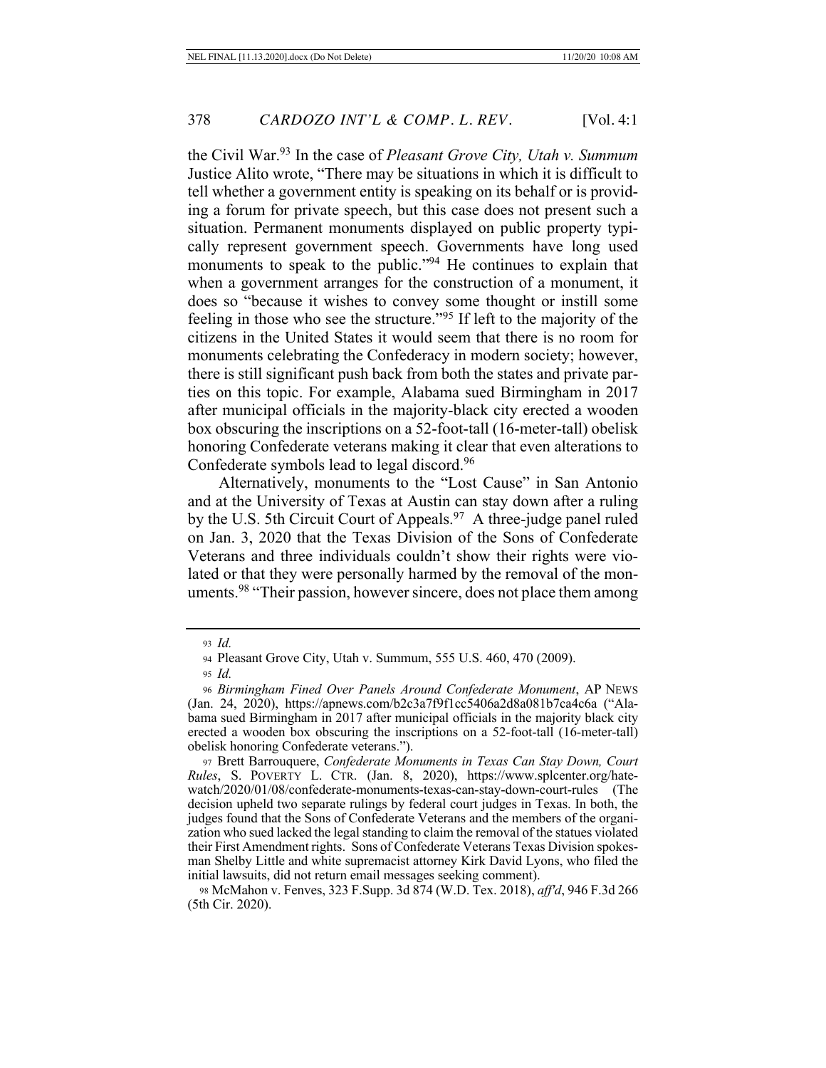the Civil War.[93] In the case of *Pleasant Grove City, Utah v. Summum* Justice Alito wrote, "There may be situations in which it is difficult to tell whether a government entity is speaking on its behalf or is providing a forum for private speech, but this case does not present such a situation. Permanent monuments displayed on public property typically represent government speech. Governments have long used monuments to speak to the public."[94] He continues to explain that when a government arranges for the construction of a monument, it does so "because it wishes to convey some thought or instill some feeling in those who see the structure."[95] If left to the majority of the citizens in the United States it would seem that there is no room for monuments celebrating the Confederacy in modern society; however, there is still significant push back from both the states and private parties on this topic. For example, Alabama sued Birmingham in 2017 after municipal officials in the majority-black city erected a wooden box obscuring the inscriptions on a 52-foot-tall (16-meter-tall) obelisk honoring Confederate veterans making it clear that even alterations to Confederate symbols lead to legal discord.[96]

Alternatively, monuments to the "Lost Cause" in San Antonio and at the University of Texas at Austin can stay down after a ruling by the U.S. 5th Circuit Court of Appeals.[97] A three-judge panel ruled on Jan. 3, 2020 that the Texas Division of the Sons of Confederate Veterans and three individuals couldn't show their rights were violated or that they were personally harmed by the removal of the monuments.[98] "Their passion, however sincere, does not place them among

---

93 *Id.*

94 Pleasant Grove City, Utah v. Summum, 555 U.S. 460, 470 (2009).

95 *Id.*

96 *Birmingham Fined Over Panels Around Confederate Monument*, AP NEWS (Jan. 24, 2020), https://apnews.com/b2c3a7f9f1cc5406a2d8a081b7ca4c6a ("Alabama sued Birmingham in 2017 after municipal officials in the majority black city erected a wooden box obscuring the inscriptions on a 52-foot-tall (16-meter-tall) obelisk honoring Confederate veterans.").

97 Brett Barrouquere, *Confederate Monuments in Texas Can Stay Down, Court Rules*, S. POVERTY L. CTR. (Jan. 8, 2020), https://www.splcenter.org/hatewatch/2020/01/08/confederate-monuments-texas-can-stay-down-court-rules (The decision upheld two separate rulings by federal court judges in Texas. In both, the judges found that the Sons of Confederate Veterans and the members of the organization who sued lacked the legal standing to claim the removal of the statues violated their First Amendment rights. Sons of Confederate Veterans Texas Division spokesman Shelby Little and white supremacist attorney Kirk David Lyons, who filed the initial lawsuits, did not return email messages seeking comment).

98 McMahon v. Fenves, 323 F.Supp. 3d 874 (W.D. Tex. 2018), *aff'd*, 946 F.3d 266 (5th Cir. 2020).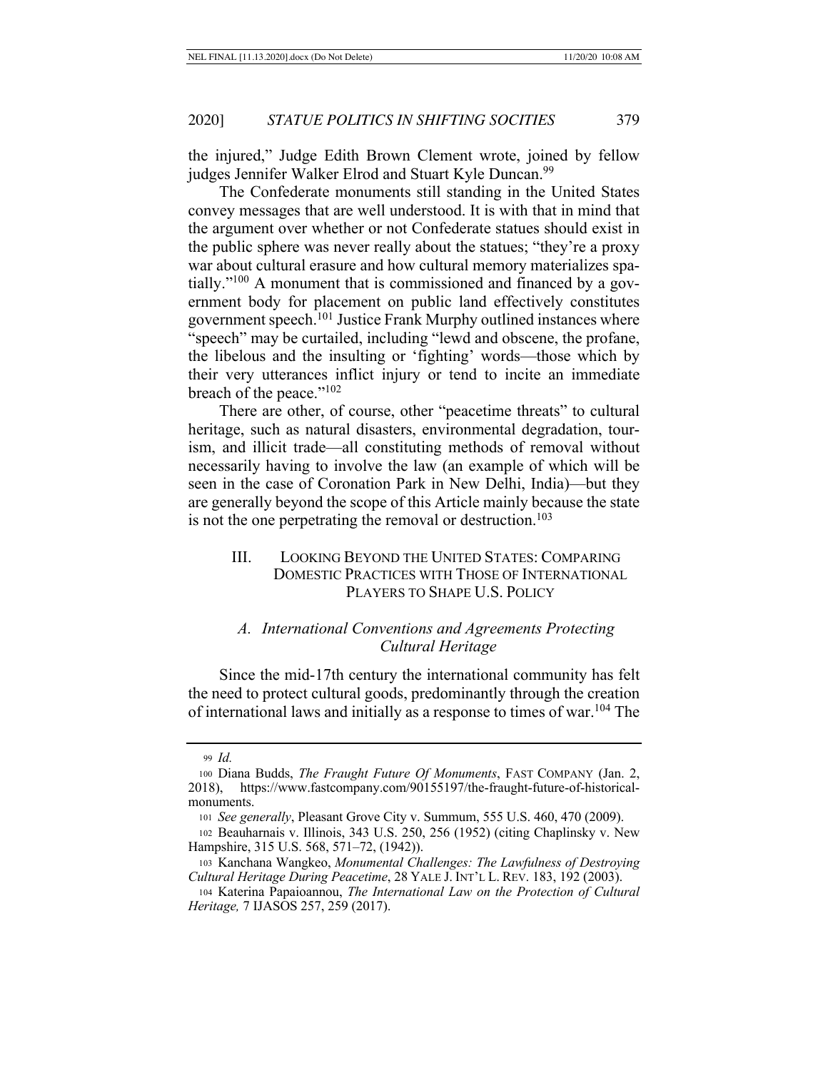the injured," Judge Edith Brown Clement wrote, joined by fellow judges Jennifer Walker Elrod and Stuart Kyle Duncan.[99]

The Confederate monuments still standing in the United States convey messages that are well understood. It is with that in mind that the argument over whether or not Confederate statues should exist in the public sphere was never really about the statues; "they're a proxy war about cultural erasure and how cultural memory materializes spatially."[100] A monument that is commissioned and financed by a government body for placement on public land effectively constitutes government speech.[101] Justice Frank Murphy outlined instances where "speech" may be curtailed, including "lewd and obscene, the profane, the libelous and the insulting or 'fighting' words—those which by their very utterances inflict injury or tend to incite an immediate breach of the peace."[102]

There are other, of course, other "peacetime threats" to cultural heritage, such as natural disasters, environmental degradation, tourism, and illicit trade—all constituting methods of removal without necessarily having to involve the law (an example of which will be seen in the case of Coronation Park in New Delhi, India)—but they are generally beyond the scope of this Article mainly because the state is not the one perpetrating the removal or destruction.[103]

## III. LOOKING BEYOND THE UNITED STATES: COMPARING DOMESTIC PRACTICES WITH THOSE OF INTERNATIONAL PLAYERS TO SHAPE U.S. POLICY

### *A. International Conventions and Agreements Protecting Cultural Heritage*

Since the mid-17th century the international community has felt the need to protect cultural goods, predominantly through the creation of international laws and initially as a response to times of war.[104] The

---

99 *Id.*

100 Diana Budds, *The Fraught Future Of Monuments*, FAST COMPANY (Jan. 2, 2018), https://www.fastcompany.com/90155197/the-fraught-future-of-historical-monuments.

101 *See generally*, Pleasant Grove City v. Summum, 555 U.S. 460, 470 (2009).

102 Beauharnais v. Illinois, 343 U.S. 250, 256 (1952) (citing Chaplinsky v. New Hampshire, 315 U.S. 568, 571–72, (1942)).

103 Kanchana Wangkeo, *Monumental Challenges: The Lawfulness of Destroying Cultural Heritage During Peacetime*, 28 YALE J. INT'L L. REV. 183, 192 (2003).

104 Katerina Papaioannou, *The International Law on the Protection of Cultural Heritage,* 7 IJASOS 257, 259 (2017).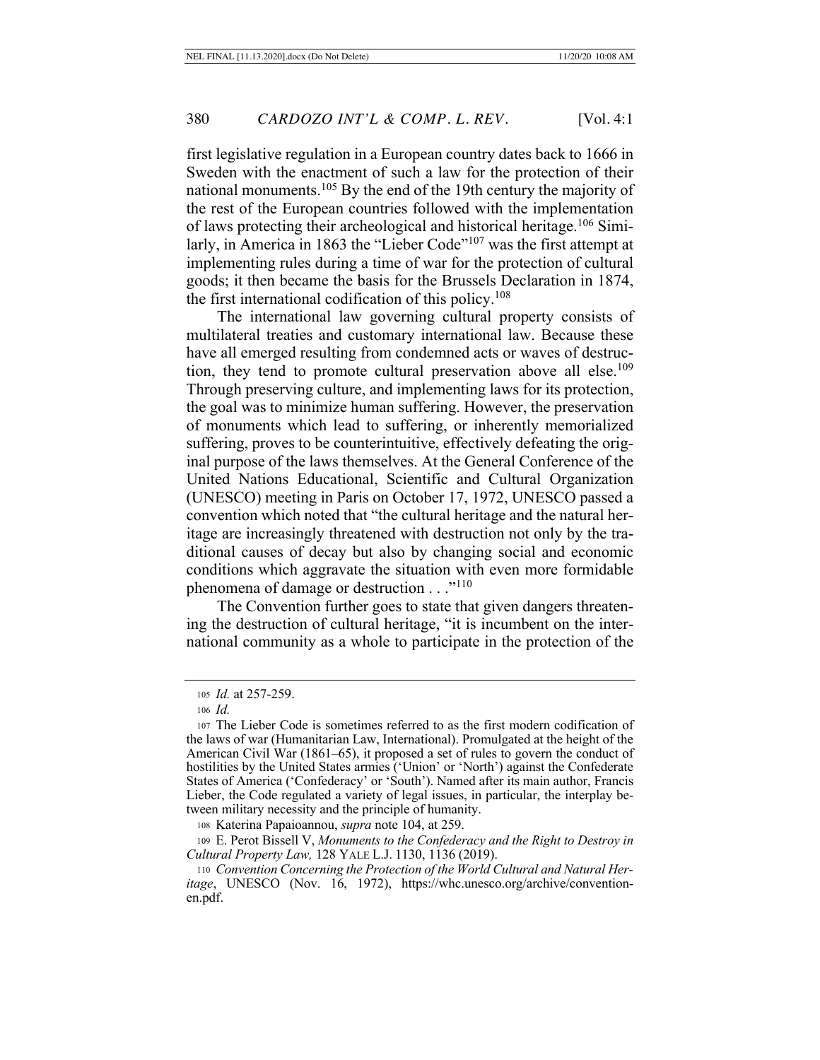first legislative regulation in a European country dates back to 1666 in Sweden with the enactment of such a law for the protection of their national monuments.[105] By the end of the 19th century the majority of the rest of the European countries followed with the implementation of laws protecting their archeological and historical heritage.[106] Similarly, in America in 1863 the "Lieber Code"[107] was the first attempt at implementing rules during a time of war for the protection of cultural goods; it then became the basis for the Brussels Declaration in 1874, the first international codification of this policy.[108]

The international law governing cultural property consists of multilateral treaties and customary international law. Because these have all emerged resulting from condemned acts or waves of destruction, they tend to promote cultural preservation above all else.[109] Through preserving culture, and implementing laws for its protection, the goal was to minimize human suffering. However, the preservation of monuments which lead to suffering, or inherently memorialized suffering, proves to be counterintuitive, effectively defeating the original purpose of the laws themselves. At the General Conference of the United Nations Educational, Scientific and Cultural Organization (UNESCO) meeting in Paris on October 17, 1972, UNESCO passed a convention which noted that "the cultural heritage and the natural heritage are increasingly threatened with destruction not only by the traditional causes of decay but also by changing social and economic conditions which aggravate the situation with even more formidable phenomena of damage or destruction . . ."[110]

The Convention further goes to state that given dangers threatening the destruction of cultural heritage, "it is incumbent on the international community as a whole to participate in the protection of the

---

105 *Id.* at 257-259.

106 *Id.*

107 The Lieber Code is sometimes referred to as the first modern codification of the laws of war (Humanitarian Law, International). Promulgated at the height of the American Civil War (1861–65), it proposed a set of rules to govern the conduct of hostilities by the United States armies ('Union' or 'North') against the Confederate States of America ('Confederacy' or 'South'). Named after its main author, Francis Lieber, the Code regulated a variety of legal issues, in particular, the interplay between military necessity and the principle of humanity.

108 Katerina Papaioannou, *supra* note 104, at 259.

109 E. Perot Bissell V, *Monuments to the Confederacy and the Right to Destroy in Cultural Property Law,* 128 YALE L.J. 1130, 1136 (2019).

110 *Convention Concerning the Protection of the World Cultural and Natural Heritage*, UNESCO (Nov. 16, 1972), https://whc.unesco.org/archive/convention-en.pdf.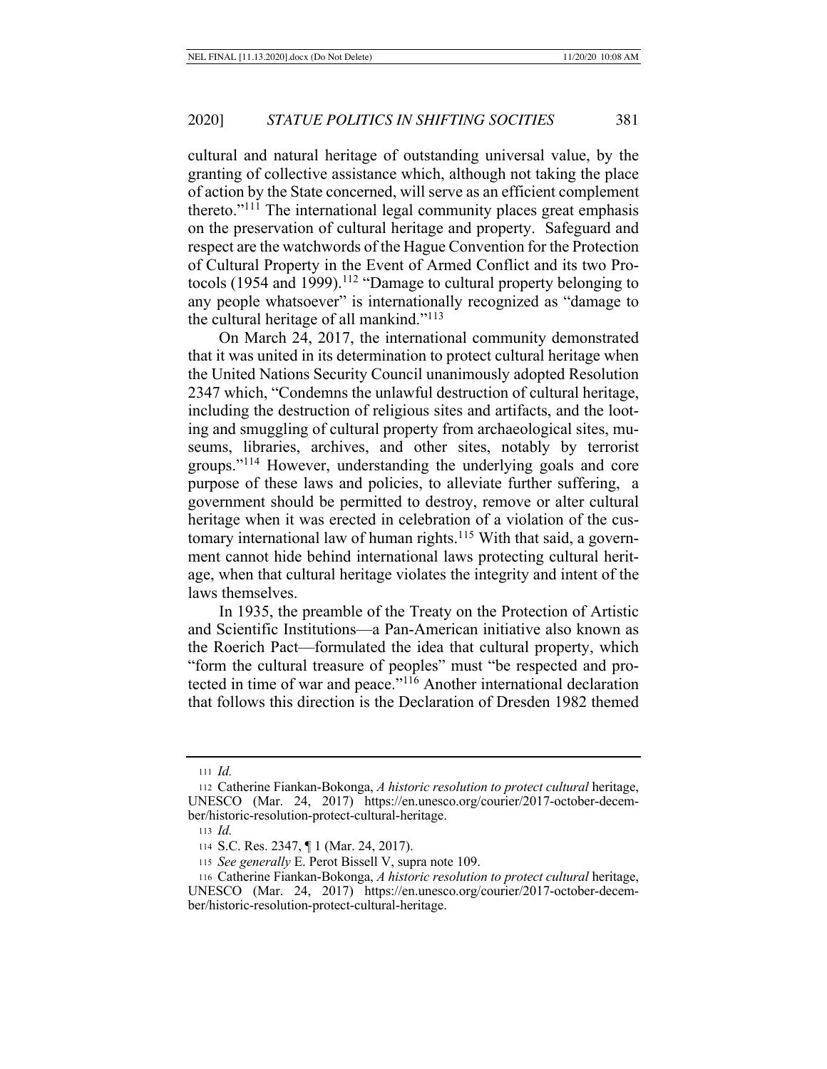cultural and natural heritage of outstanding universal value, by the granting of collective assistance which, although not taking the place of action by the State concerned, will serve as an efficient complement thereto."[111] The international legal community places great emphasis on the preservation of cultural heritage and property. Safeguard and respect are the watchwords of the Hague Convention for the Protection of Cultural Property in the Event of Armed Conflict and its two Protocols (1954 and 1999).[112] "Damage to cultural property belonging to any people whatsoever" is internationally recognized as "damage to the cultural heritage of all mankind."[113]

On March 24, 2017, the international community demonstrated that it was united in its determination to protect cultural heritage when the United Nations Security Council unanimously adopted Resolution 2347 which, "Condemns the unlawful destruction of cultural heritage, including the destruction of religious sites and artifacts, and the looting and smuggling of cultural property from archaeological sites, museums, libraries, archives, and other sites, notably by terrorist groups."[114] However, understanding the underlying goals and core purpose of these laws and policies, to alleviate further suffering, a government should be permitted to destroy, remove or alter cultural heritage when it was erected in celebration of a violation of the customary international law of human rights.[115] With that said, a government cannot hide behind international laws protecting cultural heritage, when that cultural heritage violates the integrity and intent of the laws themselves.

In 1935, the preamble of the Treaty on the Protection of Artistic and Scientific Institutions—a Pan-American initiative also known as the Roerich Pact—formulated the idea that cultural property, which "form the cultural treasure of peoples" must "be respected and protected in time of war and peace."[116] Another international declaration that follows this direction is the Declaration of Dresden 1982 themed

---

111 *Id.*

112 Catherine Fiankan-Bokonga, *A historic resolution to protect cultural* heritage, UNESCO (Mar. 24, 2017) https://en.unesco.org/courier/2017-october-december/historic-resolution-protect-cultural-heritage.

113 *Id.*

114 S.C. Res. 2347, ¶ 1 (Mar. 24, 2017).

115 *See generally* E. Perot Bissell V, supra note 109.

116 Catherine Fiankan-Bokonga, *A historic resolution to protect cultural* heritage, UNESCO (Mar. 24, 2017) https://en.unesco.org/courier/2017-october-december/historic-resolution-protect-cultural-heritage.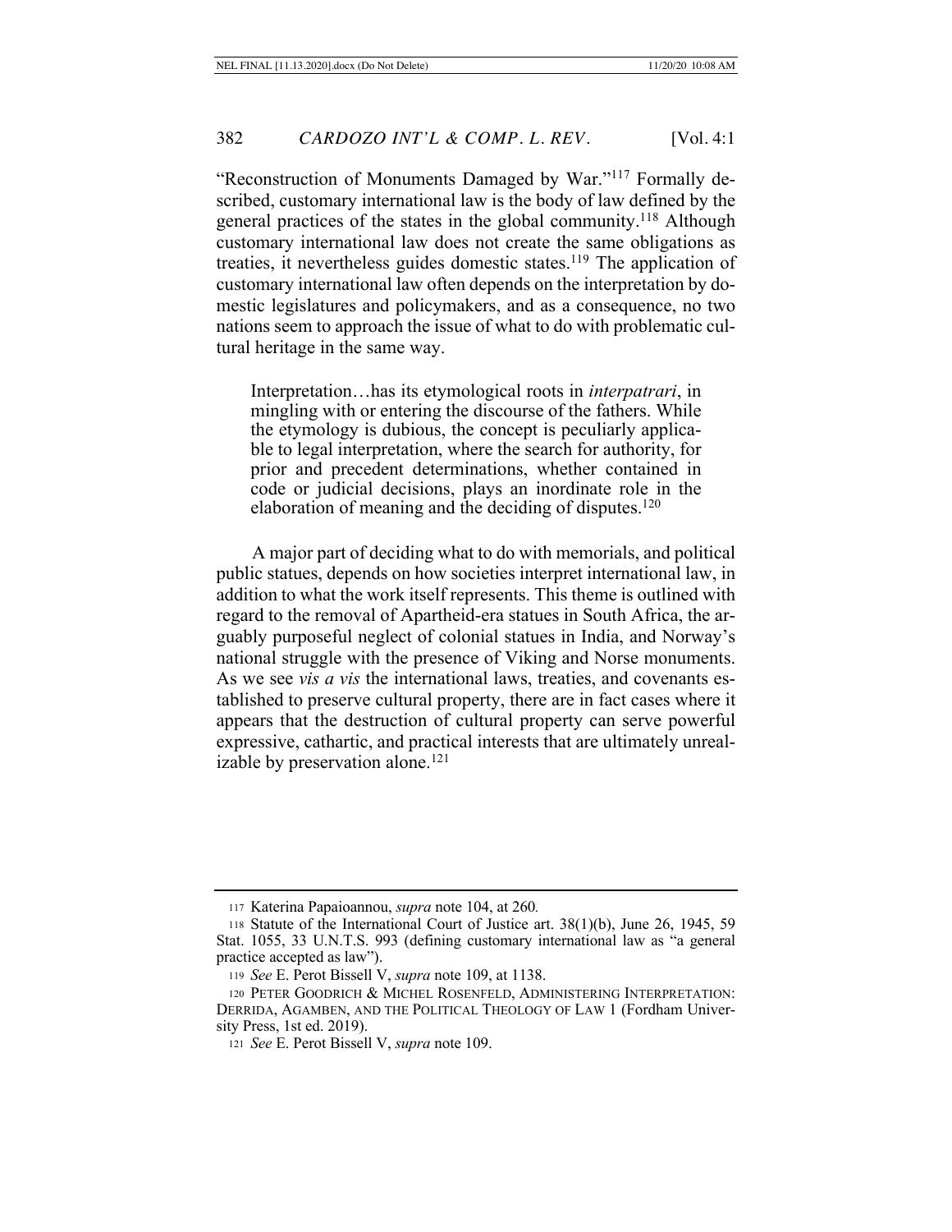"Reconstruction of Monuments Damaged by War."[117] Formally described, customary international law is the body of law defined by the general practices of the states in the global community.[118] Although customary international law does not create the same obligations as treaties, it nevertheless guides domestic states.[119] The application of customary international law often depends on the interpretation by domestic legislatures and policymakers, and as a consequence, no two nations seem to approach the issue of what to do with problematic cultural heritage in the same way.

> Interpretation…has its etymological roots in *interpatrari*, in mingling with or entering the discourse of the fathers. While the etymology is dubious, the concept is peculiarly applicable to legal interpretation, where the search for authority, for prior and precedent determinations, whether contained in code or judicial decisions, plays an inordinate role in the elaboration of meaning and the deciding of disputes.[120]

A major part of deciding what to do with memorials, and political public statues, depends on how societies interpret international law, in addition to what the work itself represents. This theme is outlined with regard to the removal of Apartheid-era statues in South Africa, the arguably purposeful neglect of colonial statues in India, and Norway's national struggle with the presence of Viking and Norse monuments. As we see *vis a vis* the international laws, treaties, and covenants established to preserve cultural property, there are in fact cases where it appears that the destruction of cultural property can serve powerful expressive, cathartic, and practical interests that are ultimately unrealizable by preservation alone.[121]

---

117 Katerina Papaioannou, *supra* note 104, at 260.

118 Statute of the International Court of Justice art. 38(1)(b), June 26, 1945, 59 Stat. 1055, 33 U.N.T.S. 993 (defining customary international law as "a general practice accepted as law").

119 *See* E. Perot Bissell V, *supra* note 109, at 1138.

120 PETER GOODRICH & MICHEL ROSENFELD, ADMINISTERING INTERPRETATION: DERRIDA, AGAMBEN, AND THE POLITICAL THEOLOGY OF LAW 1 (Fordham University Press, 1st ed. 2019).

121 *See* E. Perot Bissell V, *supra* note 109.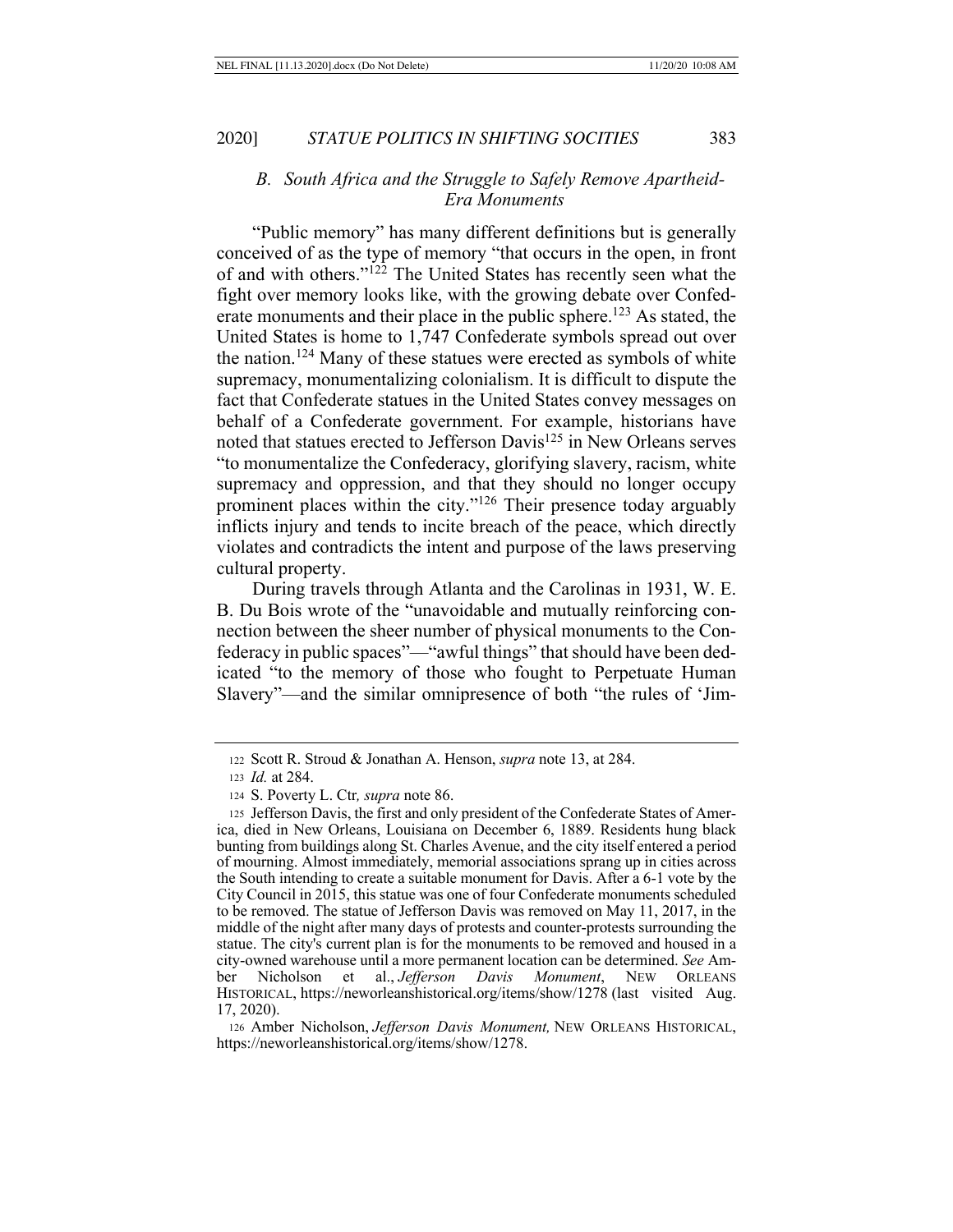### *B. South Africa and the Struggle to Safely Remove Apartheid-Era Monuments*

"Public memory" has many different definitions but is generally conceived of as the type of memory "that occurs in the open, in front of and with others."[122] The United States has recently seen what the fight over memory looks like, with the growing debate over Confederate monuments and their place in the public sphere.[123] As stated, the United States is home to 1,747 Confederate symbols spread out over the nation.[124] Many of these statues were erected as symbols of white supremacy, monumentalizing colonialism. It is difficult to dispute the fact that Confederate statues in the United States convey messages on behalf of a Confederate government. For example, historians have noted that statues erected to Jefferson Davis[125] in New Orleans serves "to monumentalize the Confederacy, glorifying slavery, racism, white supremacy and oppression, and that they should no longer occupy prominent places within the city."[126] Their presence today arguably inflicts injury and tends to incite breach of the peace, which directly violates and contradicts the intent and purpose of the laws preserving cultural property.

During travels through Atlanta and the Carolinas in 1931, W. E. B. Du Bois wrote of the "unavoidable and mutually reinforcing connection between the sheer number of physical monuments to the Confederacy in public spaces"—"awful things" that should have been dedicated "to the memory of those who fought to Perpetuate Human Slavery"—and the similar omnipresence of both "the rules of 'Jim-

---

122 Scott R. Stroud & Jonathan A. Henson, *supra* note 13, at 284.

123 *Id.* at 284.

124 S. Poverty L. Ctr*, supra* note 86.

125 Jefferson Davis, the first and only president of the Confederate States of America, died in New Orleans, Louisiana on December 6, 1889. Residents hung black bunting from buildings along St. Charles Avenue, and the city itself entered a period of mourning. Almost immediately, memorial associations sprang up in cities across the South intending to create a suitable monument for Davis. After a 6-1 vote by the City Council in 2015, this statue was one of four Confederate monuments scheduled to be removed. The statue of Jefferson Davis was removed on May 11, 2017, in the middle of the night after many days of protests and counter-protests surrounding the statue. The city's current plan is for the monuments to be removed and housed in a city-owned warehouse until a more permanent location can be determined. *See* Amber Nicholson et al., *Jefferson Davis Monument*, NEW ORLEANS HISTORICAL, https://neworleanshistorical.org/items/show/1278 (last visited Aug. 17, 2020).

126 Amber Nicholson, *Jefferson Davis Monument,* NEW ORLEANS HISTORICAL, https://neworleanshistorical.org/items/show/1278.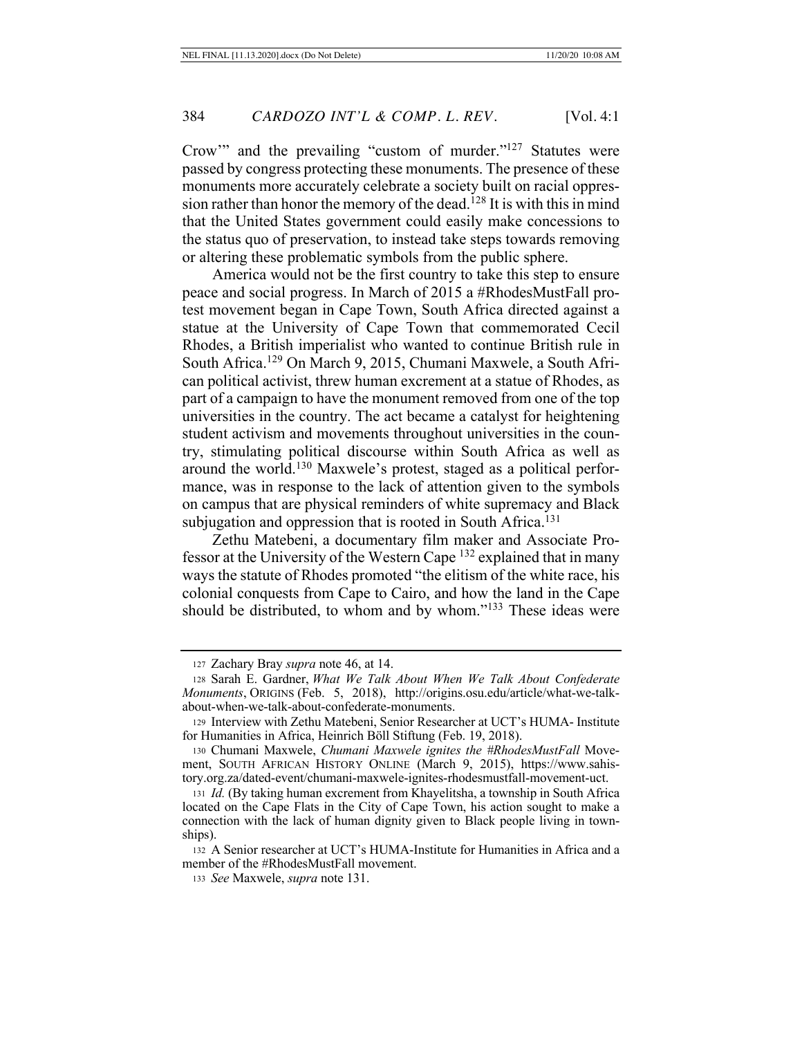Crow'" and the prevailing "custom of murder."[127] Statutes were passed by congress protecting these monuments. The presence of these monuments more accurately celebrate a society built on racial oppression rather than honor the memory of the dead.[128] It is with this in mind that the United States government could easily make concessions to the status quo of preservation, to instead take steps towards removing or altering these problematic symbols from the public sphere.

America would not be the first country to take this step to ensure peace and social progress. In March of 2015 a #RhodesMustFall protest movement began in Cape Town, South Africa directed against a statue at the University of Cape Town that commemorated Cecil Rhodes, a British imperialist who wanted to continue British rule in South Africa.[129] On March 9, 2015, Chumani Maxwele, a South African political activist, threw human excrement at a statue of Rhodes, as part of a campaign to have the monument removed from one of the top universities in the country. The act became a catalyst for heightening student activism and movements throughout universities in the country, stimulating political discourse within South Africa as well as around the world.[130] Maxwele's protest, staged as a political performance, was in response to the lack of attention given to the symbols on campus that are physical reminders of white supremacy and Black subjugation and oppression that is rooted in South Africa.[131]

Zethu Matebeni, a documentary film maker and Associate Professor at the University of the Western Cape [132] explained that in many ways the statute of Rhodes promoted "the elitism of the white race, his colonial conquests from Cape to Cairo, and how the land in the Cape should be distributed, to whom and by whom."[133] These ideas were

---

127 Zachary Bray *supra* note 46, at 14.

128 Sarah E. Gardner, *What We Talk About When We Talk About Confederate Monuments*, ORIGINS (Feb. 5, 2018), http://origins.osu.edu/article/what-we-talk-about-when-we-talk-about-confederate-monuments.

129 Interview with Zethu Matebeni, Senior Researcher at UCT's HUMA- Institute for Humanities in Africa, Heinrich Böll Stiftung (Feb. 19, 2018).

130 Chumani Maxwele, *Chumani Maxwele ignites the #RhodesMustFall* Movement, SOUTH AFRICAN HISTORY ONLINE (March 9, 2015), https://www.sahistory.org.za/dated-event/chumani-maxwele-ignites-rhodesmustfall-movement-uct.

131 *Id.* (By taking human excrement from Khayelitsha, a township in South Africa located on the Cape Flats in the City of Cape Town, his action sought to make a connection with the lack of human dignity given to Black people living in townships).

132 A Senior researcher at UCT's HUMA-Institute for Humanities in Africa and a member of the #RhodesMustFall movement.

133 *See* Maxwele, *supra* note 131.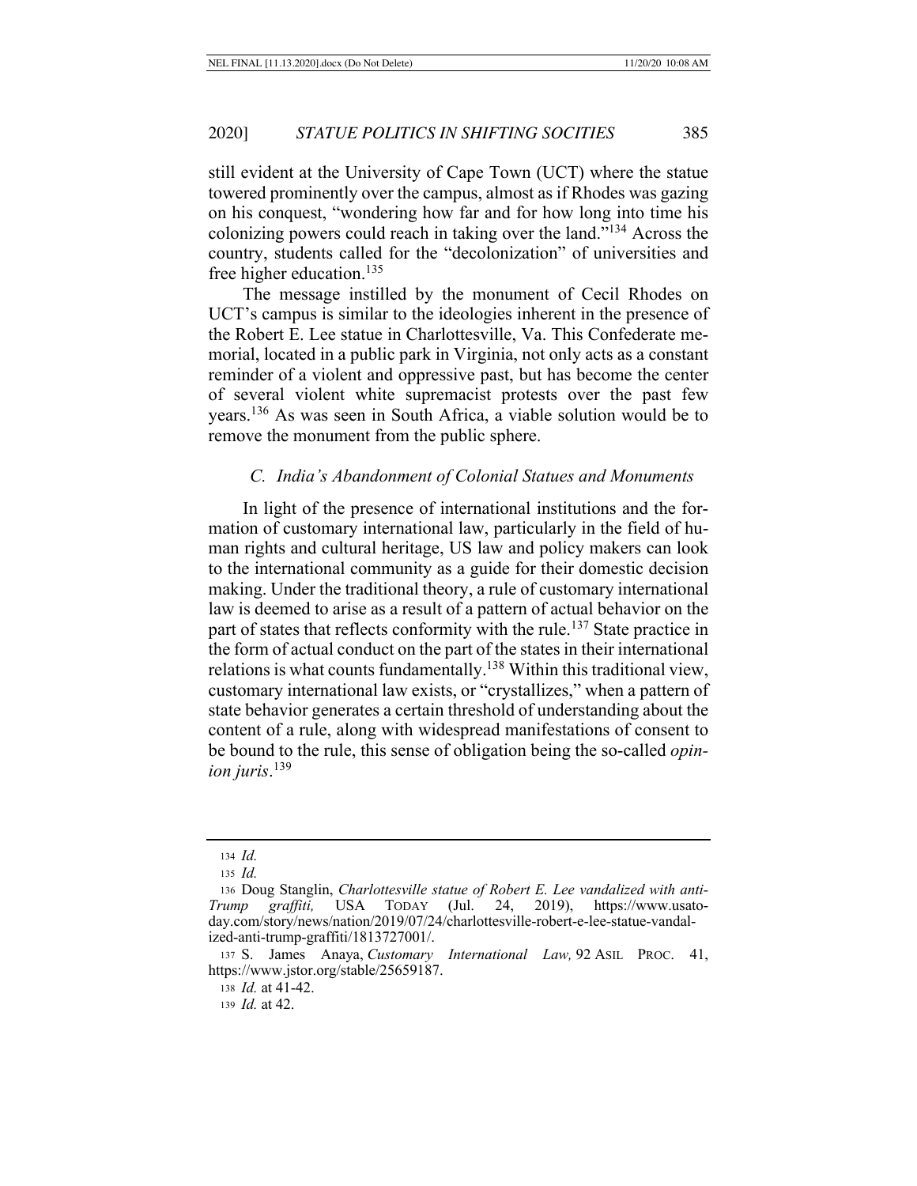still evident at the University of Cape Town (UCT) where the statue towered prominently over the campus, almost as if Rhodes was gazing on his conquest, "wondering how far and for how long into time his colonizing powers could reach in taking over the land."[134] Across the country, students called for the "decolonization" of universities and free higher education.[135]

The message instilled by the monument of Cecil Rhodes on UCT's campus is similar to the ideologies inherent in the presence of the Robert E. Lee statue in Charlottesville, Va. This Confederate memorial, located in a public park in Virginia, not only acts as a constant reminder of a violent and oppressive past, but has become the center of several violent white supremacist protests over the past few years.[136] As was seen in South Africa, a viable solution would be to remove the monument from the public sphere.

### *C. India's Abandonment of Colonial Statues and Monuments*

In light of the presence of international institutions and the formation of customary international law, particularly in the field of human rights and cultural heritage, US law and policy makers can look to the international community as a guide for their domestic decision making. Under the traditional theory, a rule of customary international law is deemed to arise as a result of a pattern of actual behavior on the part of states that reflects conformity with the rule.[137] State practice in the form of actual conduct on the part of the states in their international relations is what counts fundamentally.[138] Within this traditional view, customary international law exists, or "crystallizes," when a pattern of state behavior generates a certain threshold of understanding about the content of a rule, along with widespread manifestations of consent to be bound to the rule, this sense of obligation being the so-called *opinion juris*.[139]

---

134 *Id.*

135 *Id.*

136 Doug Stanglin, *Charlottesville statue of Robert E. Lee vandalized with anti-Trump graffiti,* USA TODAY (Jul. 24, 2019), https://www.usatoday.com/story/news/nation/2019/07/24/charlottesville-robert-e-lee-statue-vandalized-anti-trump-graffiti/1813727001/.

137 S. James Anaya, *Customary International Law,* 92 ASIL PROC. 41, https://www.jstor.org/stable/25659187.

138 *Id.* at 41-42.

139 *Id.* at 42.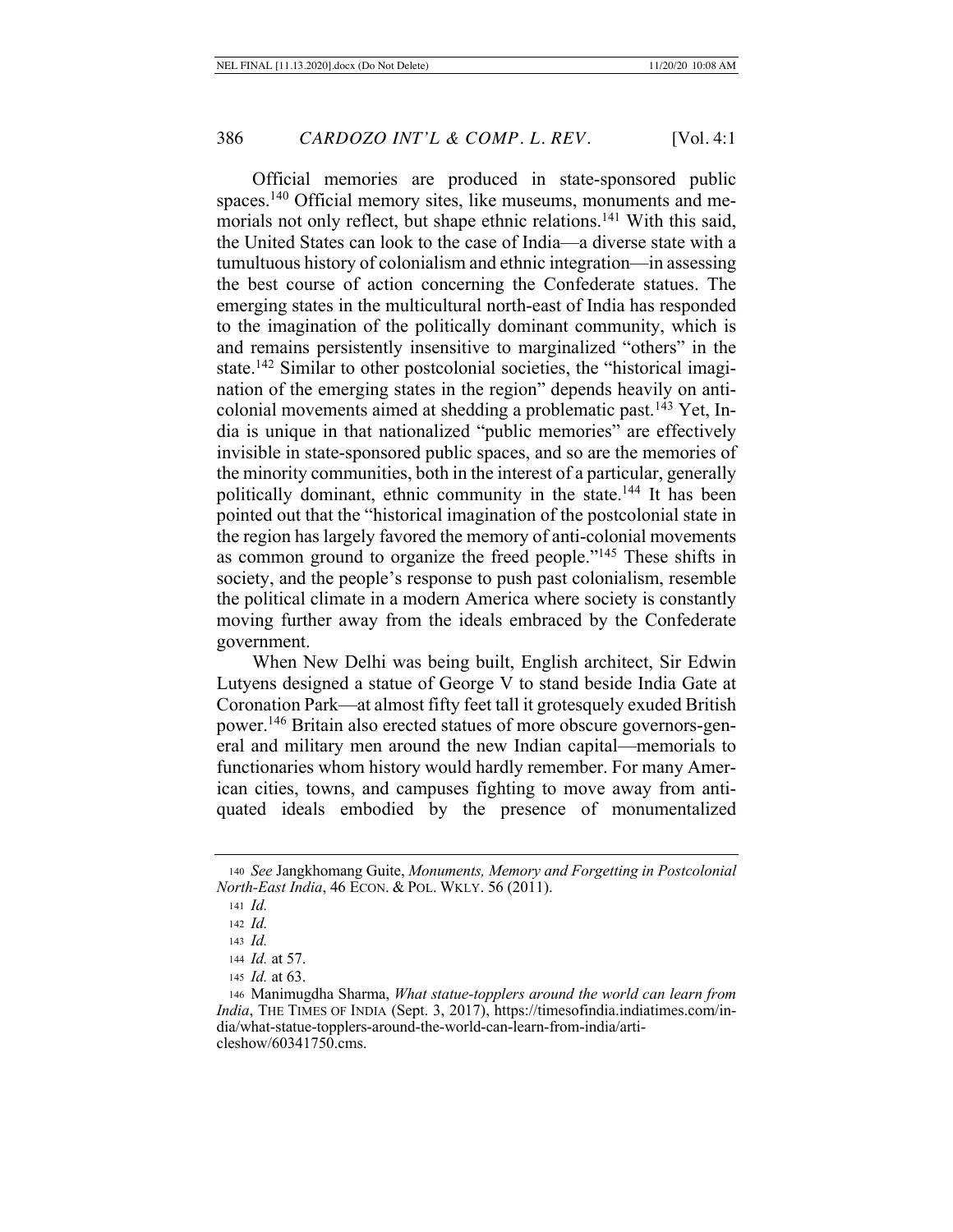Official memories are produced in state-sponsored public spaces.[140] Official memory sites, like museums, monuments and memorials not only reflect, but shape ethnic relations.[141] With this said, the United States can look to the case of India—a diverse state with a tumultuous history of colonialism and ethnic integration—in assessing the best course of action concerning the Confederate statues. The emerging states in the multicultural north-east of India has responded to the imagination of the politically dominant community, which is and remains persistently insensitive to marginalized "others" in the state.[142] Similar to other postcolonial societies, the "historical imagination of the emerging states in the region" depends heavily on anti-colonial movements aimed at shedding a problematic past.[143] Yet, India is unique in that nationalized "public memories" are effectively invisible in state-sponsored public spaces, and so are the memories of the minority communities, both in the interest of a particular, generally politically dominant, ethnic community in the state.[144] It has been pointed out that the "historical imagination of the postcolonial state in the region has largely favored the memory of anti-colonial movements as common ground to organize the freed people."[145] These shifts in society, and the people's response to push past colonialism, resemble the political climate in a modern America where society is constantly moving further away from the ideals embraced by the Confederate government.

When New Delhi was being built, English architect, Sir Edwin Lutyens designed a statue of George V to stand beside India Gate at Coronation Park—at almost fifty feet tall it grotesquely exuded British power.[146] Britain also erected statues of more obscure governors-general and military men around the new Indian capital—memorials to functionaries whom history would hardly remember. For many American cities, towns, and campuses fighting to move away from antiquated ideals embodied by the presence of monumentalized

---

140 *See* Jangkhomang Guite, *Monuments, Memory and Forgetting in Postcolonial North-East India*, 46 ECON. & POL. WKLY. 56 (2011).

141 *Id.*

142 *Id.*

143 *Id.*

144 *Id.* at 57.

145 *Id.* at 63.

146 Manimugdha Sharma, *What statue-topplers around the world can learn from India*, THE TIMES OF INDIA (Sept. 3, 2017), https://timesofindia.indiatimes.com/india/what-statue-topplers-around-the-world-can-learn-from-india/articleshow/60341750.cms.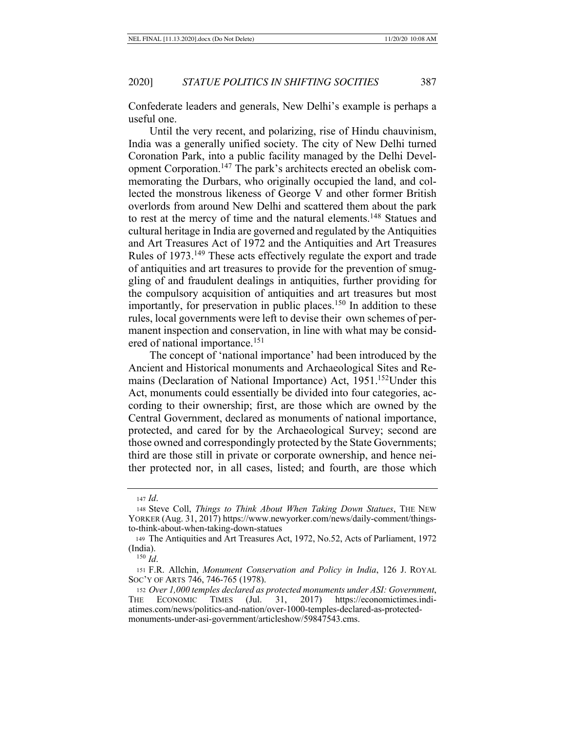Confederate leaders and generals, New Delhi's example is perhaps a useful one.

Until the very recent, and polarizing, rise of Hindu chauvinism, India was a generally unified society. The city of New Delhi turned Coronation Park, into a public facility managed by the Delhi Development Corporation.[147] The park's architects erected an obelisk commemorating the Durbars, who originally occupied the land, and collected the monstrous likeness of George V and other former British overlords from around New Delhi and scattered them about the park to rest at the mercy of time and the natural elements.[148] Statues and cultural heritage in India are governed and regulated by the Antiquities and Art Treasures Act of 1972 and the Antiquities and Art Treasures Rules of 1973.[149] These acts effectively regulate the export and trade of antiquities and art treasures to provide for the prevention of smuggling of and fraudulent dealings in antiquities, further providing for the compulsory acquisition of antiquities and art treasures but most importantly, for preservation in public places.[150] In addition to these rules, local governments were left to devise their own schemes of permanent inspection and conservation, in line with what may be considered of national importance.[151]

The concept of 'national importance' had been introduced by the Ancient and Historical monuments and Archaeological Sites and Remains (Declaration of National Importance) Act, 1951.[152]Under this Act, monuments could essentially be divided into four categories, according to their ownership; first, are those which are owned by the Central Government, declared as monuments of national importance, protected, and cared for by the Archaeological Survey; second are those owned and correspondingly protected by the State Governments; third are those still in private or corporate ownership, and hence neither protected nor, in all cases, listed; and fourth, are those which

---

[147] *Id*.

[148] Steve Coll, *Things to Think About When Taking Down Statues*, THE NEW YORKER (Aug. 31, 2017) https://www.newyorker.com/news/daily-comment/things-to-think-about-when-taking-down-statues

[149] The Antiquities and Art Treasures Act, 1972, No.52, Acts of Parliament, 1972 (India).

[150] *Id*.

[151] F.R. Allchin, *Monument Conservation and Policy in India*, 126 J. ROYAL SOC'Y OF ARTS 746, 746-765 (1978).

[152] *Over 1,000 temples declared as protected monuments under ASI: Government*, THE ECONOMIC TIMES (Jul. 31, 2017) https://economictimes.indiatimes.com/news/politics-and-nation/over-1000-temples-declared-as-protected-monuments-under-asi-government/articleshow/59847543.cms.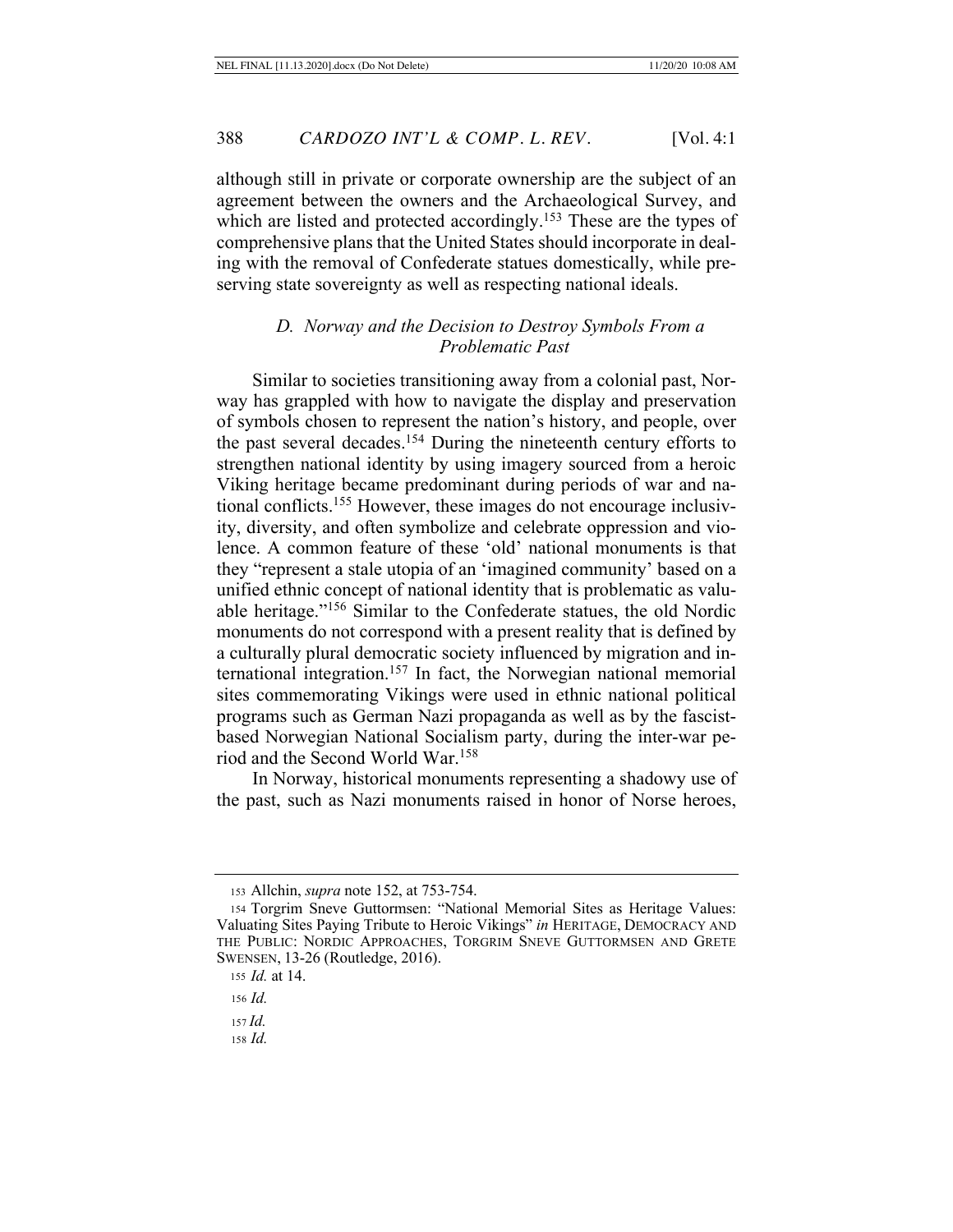although still in private or corporate ownership are the subject of an agreement between the owners and the Archaeological Survey, and which are listed and protected accordingly.[153] These are the types of comprehensive plans that the United States should incorporate in dealing with the removal of Confederate statues domestically, while preserving state sovereignty as well as respecting national ideals.

### *D. Norway and the Decision to Destroy Symbols From a Problematic Past*

Similar to societies transitioning away from a colonial past, Norway has grappled with how to navigate the display and preservation of symbols chosen to represent the nation's history, and people, over the past several decades.[154] During the nineteenth century efforts to strengthen national identity by using imagery sourced from a heroic Viking heritage became predominant during periods of war and national conflicts.[155] However, these images do not encourage inclusivity, diversity, and often symbolize and celebrate oppression and violence. A common feature of these 'old' national monuments is that they "represent a stale utopia of an 'imagined community' based on a unified ethnic concept of national identity that is problematic as valuable heritage."[156] Similar to the Confederate statues, the old Nordic monuments do not correspond with a present reality that is defined by a culturally plural democratic society influenced by migration and international integration.[157] In fact, the Norwegian national memorial sites commemorating Vikings were used in ethnic national political programs such as German Nazi propaganda as well as by the fascist-based Norwegian National Socialism party, during the inter-war period and the Second World War.[158]

In Norway, historical monuments representing a shadowy use of the past, such as Nazi monuments raised in honor of Norse heroes,

---

153 Allchin, *supra* note 152, at 753-754.

154 Torgrim Sneve Guttormsen: "National Memorial Sites as Heritage Values: Valuating Sites Paying Tribute to Heroic Vikings" *in* HERITAGE, DEMOCRACY AND THE PUBLIC: NORDIC APPROACHES, TORGRIM SNEVE GUTTORMSEN AND GRETE SWENSEN, 13-26 (Routledge, 2016).

155 *Id.* at 14.

156 *Id.*

157 *Id.*

158 *Id.*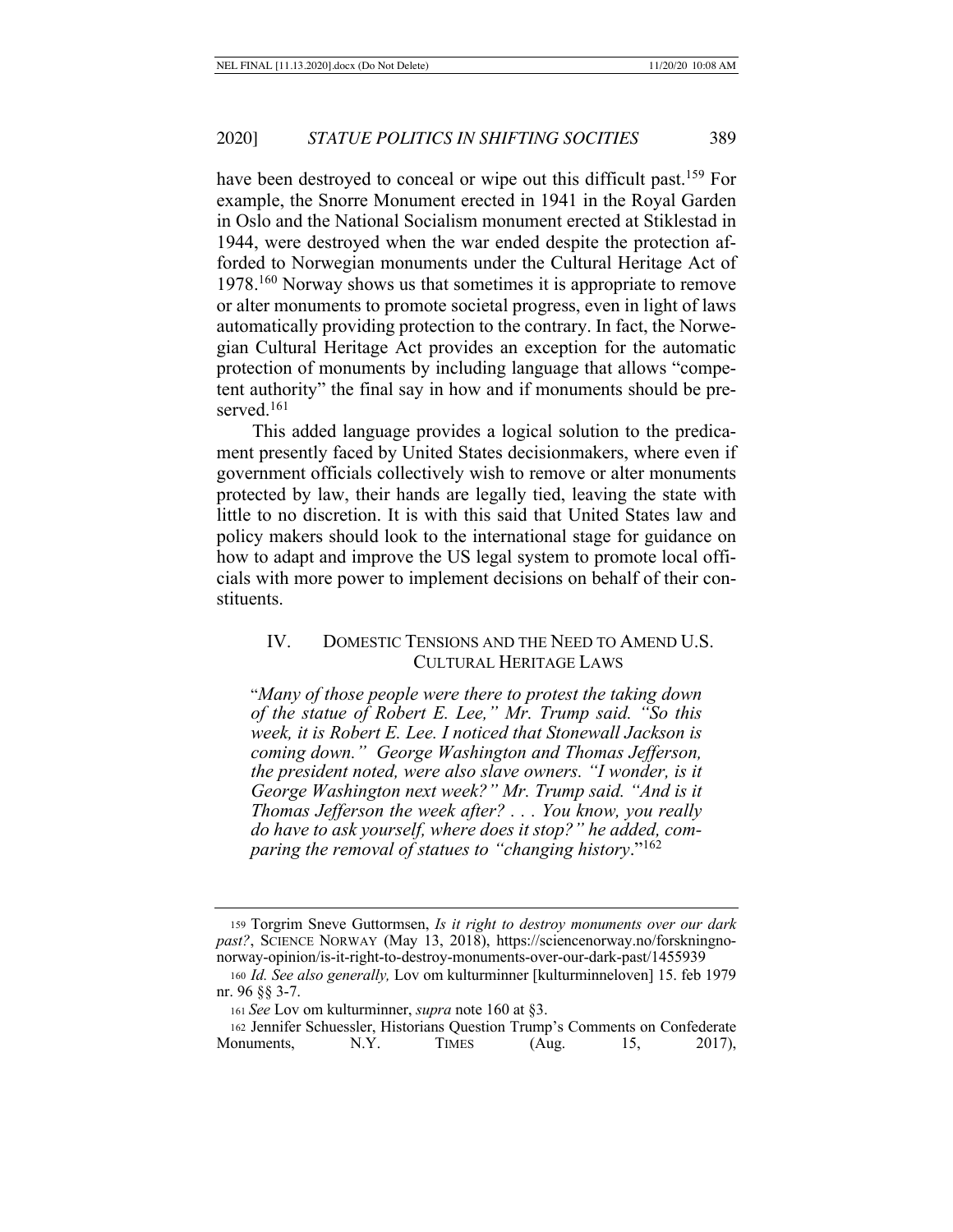have been destroyed to conceal or wipe out this difficult past.[159] For example, the Snorre Monument erected in 1941 in the Royal Garden in Oslo and the National Socialism monument erected at Stiklestad in 1944, were destroyed when the war ended despite the protection afforded to Norwegian monuments under the Cultural Heritage Act of 1978.[160] Norway shows us that sometimes it is appropriate to remove or alter monuments to promote societal progress, even in light of laws automatically providing protection to the contrary. In fact, the Norwegian Cultural Heritage Act provides an exception for the automatic protection of monuments by including language that allows "competent authority" the final say in how and if monuments should be preserved.[161]

This added language provides a logical solution to the predicament presently faced by United States decisionmakers, where even if government officials collectively wish to remove or alter monuments protected by law, their hands are legally tied, leaving the state with little to no discretion. It is with this said that United States law and policy makers should look to the international stage for guidance on how to adapt and improve the US legal system to promote local officials with more power to implement decisions on behalf of their constituents.

## IV. DOMESTIC TENSIONS AND THE NEED TO AMEND U.S. CULTURAL HERITAGE LAWS

> "*Many of those people were there to protest the taking down of the statue of Robert E. Lee," Mr. Trump said. "So this week, it is Robert E. Lee. I noticed that Stonewall Jackson is coming down." George Washington and Thomas Jefferson, the president noted, were also slave owners. "I wonder, is it George Washington next week?" Mr. Trump said. "And is it Thomas Jefferson the week after? . . . You know, you really do have to ask yourself, where does it stop?" he added, comparing the removal of statues to "changing history*."[162]

---

[159] Torgrim Sneve Guttormsen, *Is it right to destroy monuments over our dark past?*, SCIENCE NORWAY (May 13, 2018), https://sciencenorway.no/forskningnonorway-opinion/is-it-right-to-destroy-monuments-over-our-dark-past/1455939

[160] *Id. See also generally,* Lov om kulturminner [kulturminneloven] 15. feb 1979 nr. 96 §§ 3-7.

[161] *See* Lov om kulturminner, *supra* note 160 at §3.

[162] Jennifer Schuessler, Historians Question Trump's Comments on Confederate Monuments, N.Y. TIMES (Aug. 15, 2017),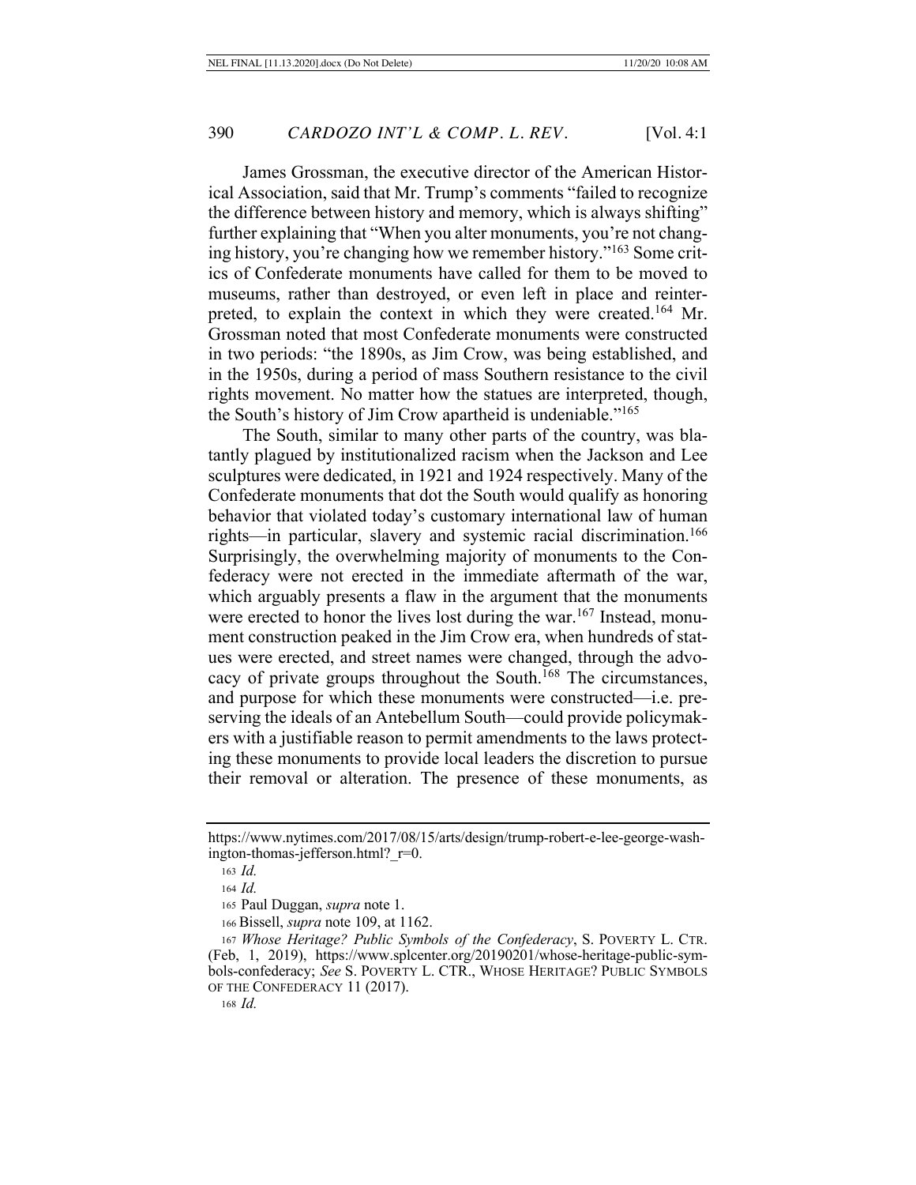James Grossman, the executive director of the American Historical Association, said that Mr. Trump's comments "failed to recognize the difference between history and memory, which is always shifting" further explaining that "When you alter monuments, you're not changing history, you're changing how we remember history."[163] Some critics of Confederate monuments have called for them to be moved to museums, rather than destroyed, or even left in place and reinterpreted, to explain the context in which they were created.[164] Mr. Grossman noted that most Confederate monuments were constructed in two periods: "the 1890s, as Jim Crow, was being established, and in the 1950s, during a period of mass Southern resistance to the civil rights movement. No matter how the statues are interpreted, though, the South's history of Jim Crow apartheid is undeniable."[165]

The South, similar to many other parts of the country, was blatantly plagued by institutionalized racism when the Jackson and Lee sculptures were dedicated, in 1921 and 1924 respectively. Many of the Confederate monuments that dot the South would qualify as honoring behavior that violated today's customary international law of human rights—in particular, slavery and systemic racial discrimination.[166] Surprisingly, the overwhelming majority of monuments to the Confederacy were not erected in the immediate aftermath of the war, which arguably presents a flaw in the argument that the monuments were erected to honor the lives lost during the war.[167] Instead, monument construction peaked in the Jim Crow era, when hundreds of statues were erected, and street names were changed, through the advocacy of private groups throughout the South.[168] The circumstances, and purpose for which these monuments were constructed—i.e. preserving the ideals of an Antebellum South—could provide policymakers with a justifiable reason to permit amendments to the laws protecting these monuments to provide local leaders the discretion to pursue their removal or alteration. The presence of these monuments, as

---

https://www.nytimes.com/2017/08/15/arts/design/trump-robert-e-lee-george-washington-thomas-jefferson.html?_r=0.

163 *Id.*

164 *Id.*

165 Paul Duggan, *supra* note 1.

166 Bissell, *supra* note 109, at 1162.

167 *Whose Heritage? Public Symbols of the Confederacy*, S. POVERTY L. CTR. (Feb, 1, 2019), https://www.splcenter.org/20190201/whose-heritage-public-symbols-confederacy; *See* S. POVERTY L. CTR., WHOSE HERITAGE? PUBLIC SYMBOLS OF THE CONFEDERACY 11 (2017).

168 *Id.*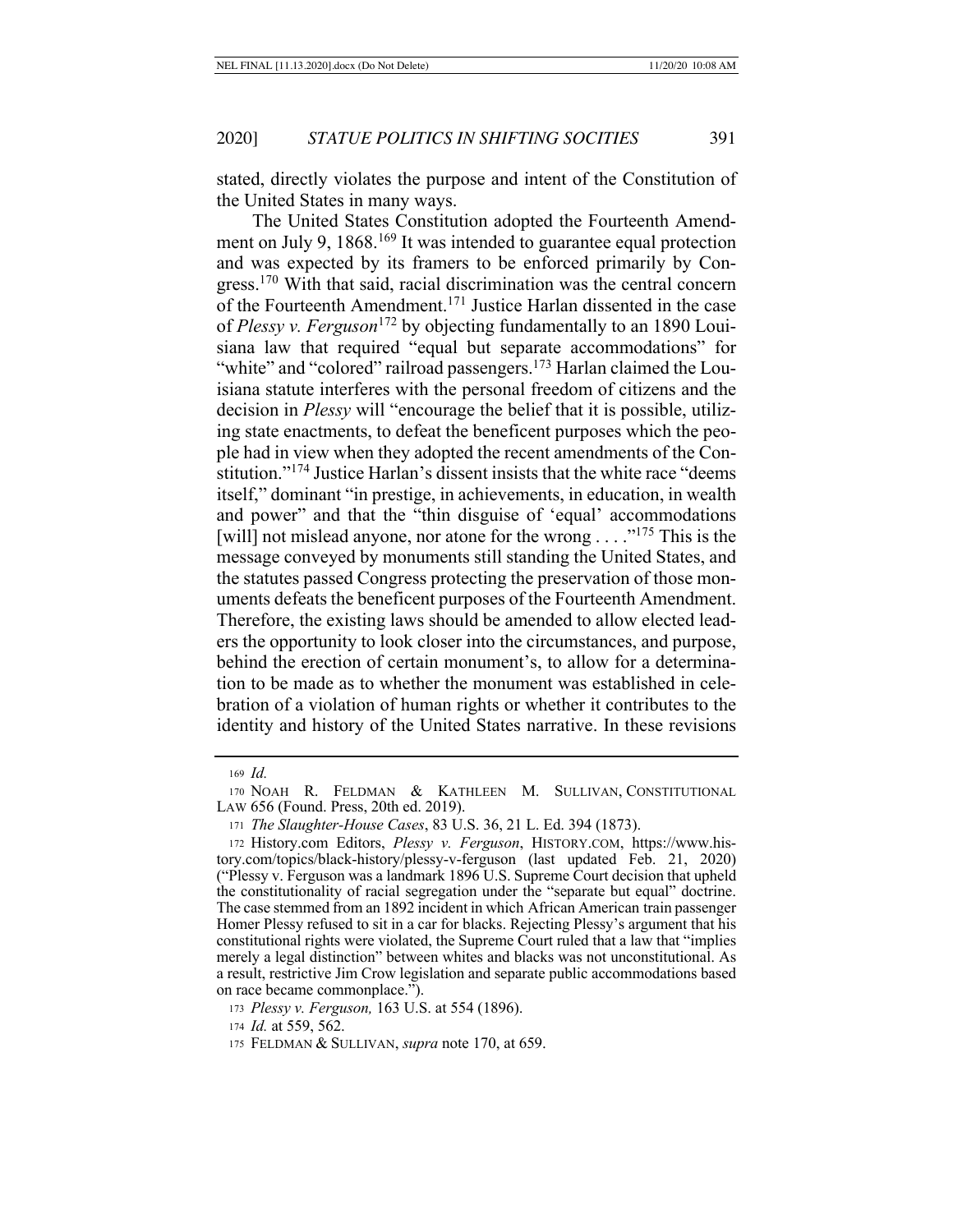stated, directly violates the purpose and intent of the Constitution of the United States in many ways.

The United States Constitution adopted the Fourteenth Amendment on July 9, 1868.[169] It was intended to guarantee equal protection and was expected by its framers to be enforced primarily by Congress.[170] With that said, racial discrimination was the central concern of the Fourteenth Amendment.[171] Justice Harlan dissented in the case of *Plessy v. Ferguson*[172] by objecting fundamentally to an 1890 Louisiana law that required "equal but separate accommodations" for "white" and "colored" railroad passengers.[173] Harlan claimed the Louisiana statute interferes with the personal freedom of citizens and the decision in *Plessy* will "encourage the belief that it is possible, utilizing state enactments, to defeat the beneficent purposes which the people had in view when they adopted the recent amendments of the Constitution."[174] Justice Harlan's dissent insists that the white race "deems itself," dominant "in prestige, in achievements, in education, in wealth and power" and that the "thin disguise of 'equal' accommodations [will] not mislead anyone, nor atone for the wrong . . . ."[175] This is the message conveyed by monuments still standing the United States, and the statutes passed Congress protecting the preservation of those monuments defeats the beneficent purposes of the Fourteenth Amendment. Therefore, the existing laws should be amended to allow elected leaders the opportunity to look closer into the circumstances, and purpose, behind the erection of certain monument's, to allow for a determination to be made as to whether the monument was established in celebration of a violation of human rights or whether it contributes to the identity and history of the United States narrative. In these revisions

---

169 *Id.*

170 NOAH R. FELDMAN & KATHLEEN M. SULLIVAN, CONSTITUTIONAL LAW 656 (Found. Press, 20th ed. 2019).

171 *The Slaughter-House Cases*, 83 U.S. 36, 21 L. Ed. 394 (1873).

172 History.com Editors, *Plessy v. Ferguson*, HISTORY.COM, https://www.history.com/topics/black-history/plessy-v-ferguson (last updated Feb. 21, 2020) ("Plessy v. Ferguson was a landmark 1896 U.S. Supreme Court decision that upheld the constitutionality of racial segregation under the "separate but equal" doctrine. The case stemmed from an 1892 incident in which African American train passenger Homer Plessy refused to sit in a car for blacks. Rejecting Plessy's argument that his constitutional rights were violated, the Supreme Court ruled that a law that "implies merely a legal distinction" between whites and blacks was not unconstitutional. As a result, restrictive Jim Crow legislation and separate public accommodations based on race became commonplace.").

173 *Plessy v. Ferguson,* 163 U.S. at 554 (1896).

174 *Id.* at 559, 562.

175 FELDMAN & SULLIVAN, *supra* note 170, at 659.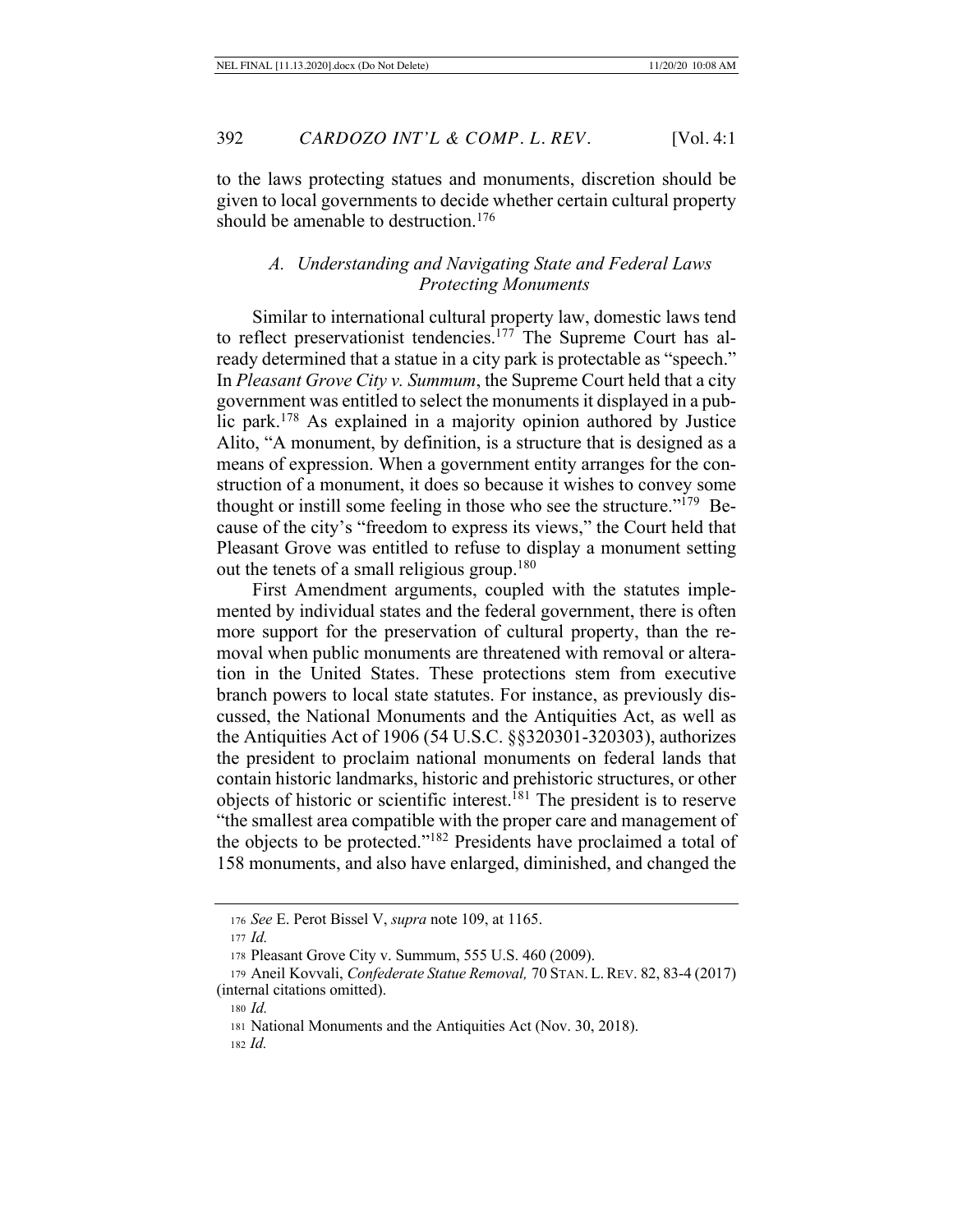to the laws protecting statues and monuments, discretion should be given to local governments to decide whether certain cultural property should be amenable to destruction.[176]

### *A. Understanding and Navigating State and Federal Laws Protecting Monuments*

Similar to international cultural property law, domestic laws tend to reflect preservationist tendencies.[177] The Supreme Court has already determined that a statue in a city park is protectable as "speech." In *Pleasant Grove City v. Summum*, the Supreme Court held that a city government was entitled to select the monuments it displayed in a public park.[178] As explained in a majority opinion authored by Justice Alito, "A monument, by definition, is a structure that is designed as a means of expression. When a government entity arranges for the construction of a monument, it does so because it wishes to convey some thought or instill some feeling in those who see the structure."[179] Because of the city's "freedom to express its views," the Court held that Pleasant Grove was entitled to refuse to display a monument setting out the tenets of a small religious group.[180]

First Amendment arguments, coupled with the statutes implemented by individual states and the federal government, there is often more support for the preservation of cultural property, than the removal when public monuments are threatened with removal or alteration in the United States. These protections stem from executive branch powers to local state statutes. For instance, as previously discussed, the National Monuments and the Antiquities Act, as well as the Antiquities Act of 1906 (54 U.S.C. §§320301-320303), authorizes the president to proclaim national monuments on federal lands that contain historic landmarks, historic and prehistoric structures, or other objects of historic or scientific interest.[181] The president is to reserve "the smallest area compatible with the proper care and management of the objects to be protected."[182] Presidents have proclaimed a total of 158 monuments, and also have enlarged, diminished, and changed the

---

176 *See* E. Perot Bissel V, *supra* note 109, at 1165.

177 *Id.*

178 Pleasant Grove City v. Summum, 555 U.S. 460 (2009).

179 Aneil Kovvali, *Confederate Statue Removal,* 70 STAN. L. REV. 82, 83-4 (2017) (internal citations omitted).

180 *Id.*

181 National Monuments and the Antiquities Act (Nov. 30, 2018).

182 *Id.*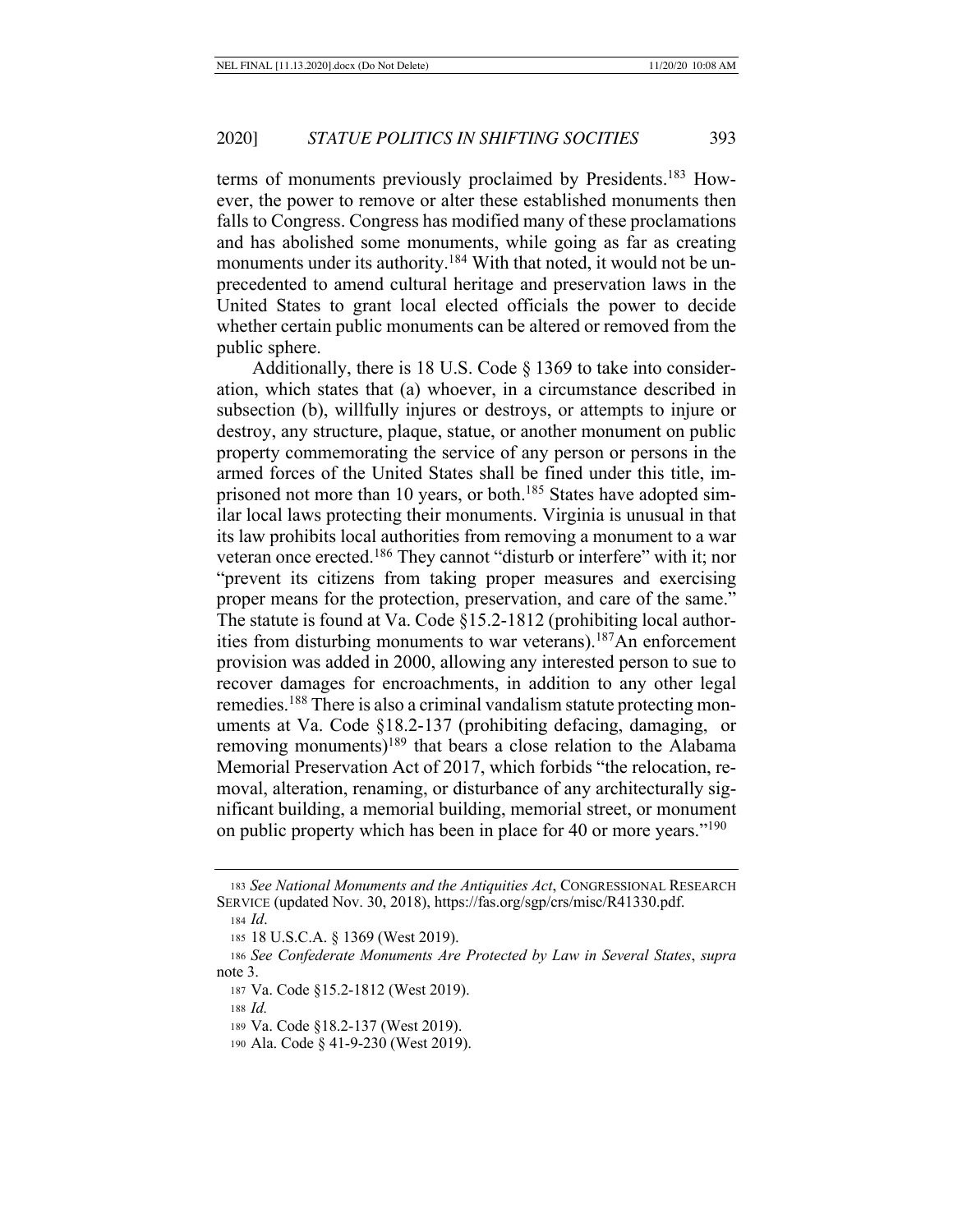terms of monuments previously proclaimed by Presidents.[183] However, the power to remove or alter these established monuments then falls to Congress. Congress has modified many of these proclamations and has abolished some monuments, while going as far as creating monuments under its authority.[184] With that noted, it would not be unprecedented to amend cultural heritage and preservation laws in the United States to grant local elected officials the power to decide whether certain public monuments can be altered or removed from the public sphere.

Additionally, there is 18 U.S. Code § 1369 to take into consideration, which states that (a) whoever, in a circumstance described in subsection (b), willfully injures or destroys, or attempts to injure or destroy, any structure, plaque, statue, or another monument on public property commemorating the service of any person or persons in the armed forces of the United States shall be fined under this title, imprisoned not more than 10 years, or both.[185] States have adopted similar local laws protecting their monuments. Virginia is unusual in that its law prohibits local authorities from removing a monument to a war veteran once erected.[186] They cannot "disturb or interfere" with it; nor "prevent its citizens from taking proper measures and exercising proper means for the protection, preservation, and care of the same." The statute is found at Va. Code §15.2-1812 (prohibiting local authorities from disturbing monuments to war veterans).[187]An enforcement provision was added in 2000, allowing any interested person to sue to recover damages for encroachments, in addition to any other legal remedies.[188] There is also a criminal vandalism statute protecting monuments at Va. Code §18.2-137 (prohibiting defacing, damaging, or removing monuments)[189] that bears a close relation to the Alabama Memorial Preservation Act of 2017, which forbids "the relocation, removal, alteration, renaming, or disturbance of any architecturally significant building, a memorial building, memorial street, or monument on public property which has been in place for 40 or more years."[190]

---

183 *See National Monuments and the Antiquities Act*, CONGRESSIONAL RESEARCH SERVICE (updated Nov. 30, 2018), https://fas.org/sgp/crs/misc/R41330.pdf.

184 *Id*.

185 18 U.S.C.A. § 1369 (West 2019).

186 *See Confederate Monuments Are Protected by Law in Several States*, *supra* note 3.

187 Va. Code §15.2-1812 (West 2019).

188 *Id.*

189 Va. Code §18.2-137 (West 2019).

190 Ala. Code § 41-9-230 (West 2019).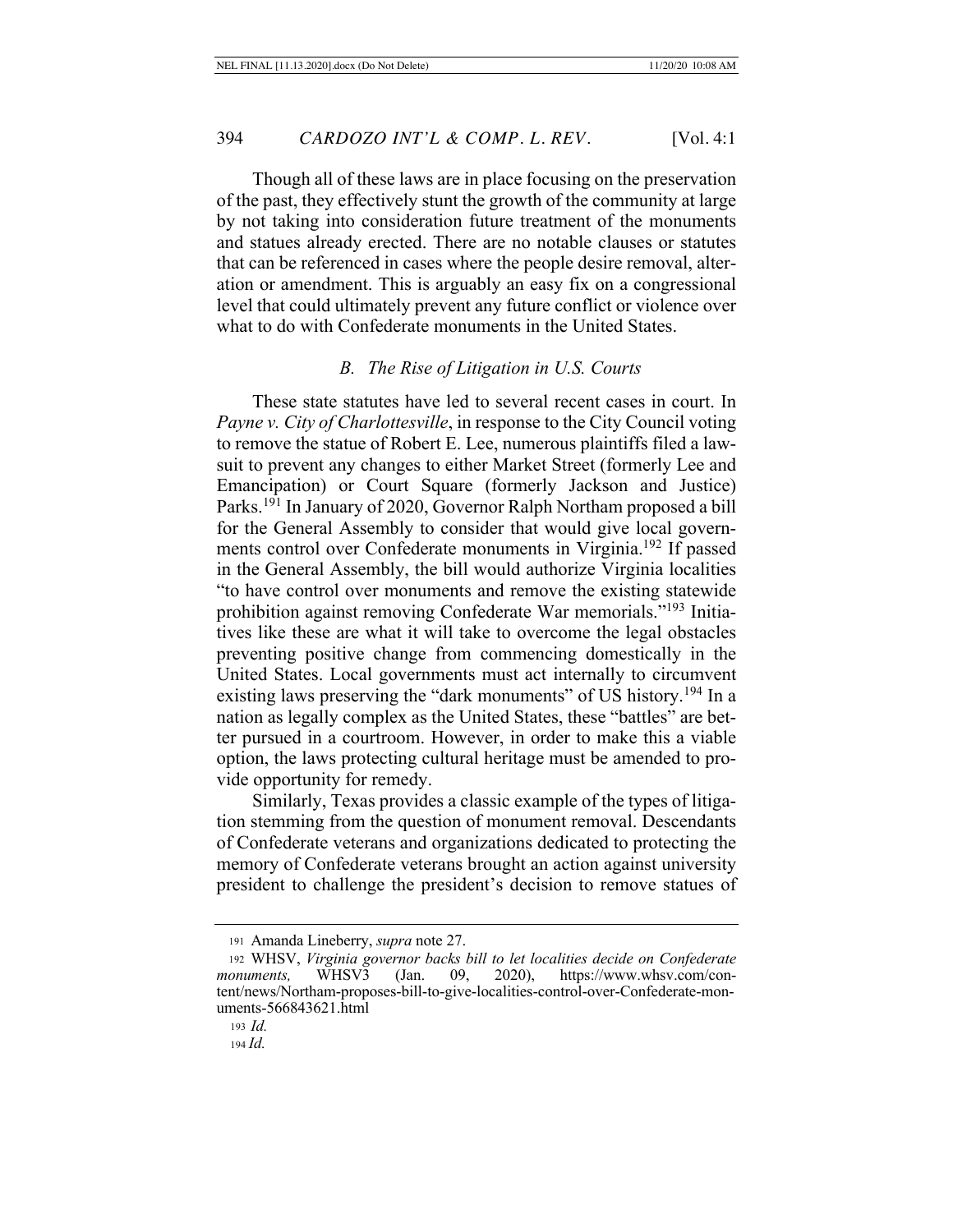Though all of these laws are in place focusing on the preservation of the past, they effectively stunt the growth of the community at large by not taking into consideration future treatment of the monuments and statues already erected. There are no notable clauses or statutes that can be referenced in cases where the people desire removal, alteration or amendment. This is arguably an easy fix on a congressional level that could ultimately prevent any future conflict or violence over what to do with Confederate monuments in the United States.

### *B. The Rise of Litigation in U.S. Courts*

These state statutes have led to several recent cases in court. In *Payne v. City of Charlottesville*, in response to the City Council voting to remove the statue of Robert E. Lee, numerous plaintiffs filed a lawsuit to prevent any changes to either Market Street (formerly Lee and Emancipation) or Court Square (formerly Jackson and Justice) Parks.[191] In January of 2020, Governor Ralph Northam proposed a bill for the General Assembly to consider that would give local governments control over Confederate monuments in Virginia.[192] If passed in the General Assembly, the bill would authorize Virginia localities "to have control over monuments and remove the existing statewide prohibition against removing Confederate War memorials."[193] Initiatives like these are what it will take to overcome the legal obstacles preventing positive change from commencing domestically in the United States. Local governments must act internally to circumvent existing laws preserving the "dark monuments" of US history.[194] In a nation as legally complex as the United States, these "battles" are better pursued in a courtroom. However, in order to make this a viable option, the laws protecting cultural heritage must be amended to provide opportunity for remedy.

Similarly, Texas provides a classic example of the types of litigation stemming from the question of monument removal. Descendants of Confederate veterans and organizations dedicated to protecting the memory of Confederate veterans brought an action against university president to challenge the president's decision to remove statues of

---

191 Amanda Lineberry, *supra* note 27.

192 WHSV, *Virginia governor backs bill to let localities decide on Confederate monuments,* WHSV3 (Jan. 09, 2020), https://www.whsv.com/content/news/Northam-proposes-bill-to-give-localities-control-over-Confederate-monuments-566843621.html

193 *Id.*

194 *Id.*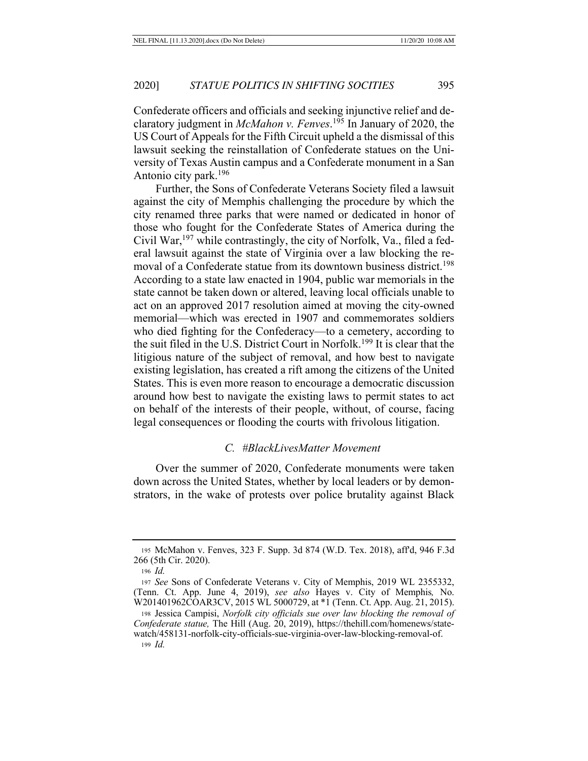Confederate officers and officials and seeking injunctive relief and declaratory judgment in *McMahon v. Fenves*.[195] In January of 2020, the US Court of Appeals for the Fifth Circuit upheld a the dismissal of this lawsuit seeking the reinstallation of Confederate statues on the University of Texas Austin campus and a Confederate monument in a San Antonio city park.[196]

Further, the Sons of Confederate Veterans Society filed a lawsuit against the city of Memphis challenging the procedure by which the city renamed three parks that were named or dedicated in honor of those who fought for the Confederate States of America during the Civil War,[197] while contrastingly, the city of Norfolk, Va., filed a federal lawsuit against the state of Virginia over a law blocking the removal of a Confederate statue from its downtown business district.[198] According to a state law enacted in 1904, public war memorials in the state cannot be taken down or altered, leaving local officials unable to act on an approved 2017 resolution aimed at moving the city-owned memorial—which was erected in 1907 and commemorates soldiers who died fighting for the Confederacy—to a cemetery, according to the suit filed in the U.S. District Court in Norfolk.[199] It is clear that the litigious nature of the subject of removal, and how best to navigate existing legislation, has created a rift among the citizens of the United States. This is even more reason to encourage a democratic discussion around how best to navigate the existing laws to permit states to act on behalf of the interests of their people, without, of course, facing legal consequences or flooding the courts with frivolous litigation.

### *C. #BlackLivesMatter Movement*

Over the summer of 2020, Confederate monuments were taken down across the United States, whether by local leaders or by demonstrators, in the wake of protests over police brutality against Black

---

195 McMahon v. Fenves, 323 F. Supp. 3d 874 (W.D. Tex. 2018), aff'd, 946 F.3d 266 (5th Cir. 2020).

196 *Id.*

197 *See* Sons of Confederate Veterans v. City of Memphis, 2019 WL 2355332, (Tenn. Ct. App. June 4, 2019), *see also* Hayes v. City of Memphis, No. W201401962COAR3CV, 2015 WL 5000729, at *1 (Tenn. Ct. App. Aug. 21, 2015).

198 Jessica Campisi, *Norfolk city officials sue over law blocking the removal of Confederate statue,* The Hill (Aug. 20, 2019), https://thehill.com/homenews/state-watch/458131-norfolk-city-officials-sue-virginia-over-law-blocking-removal-of.

199 *Id.*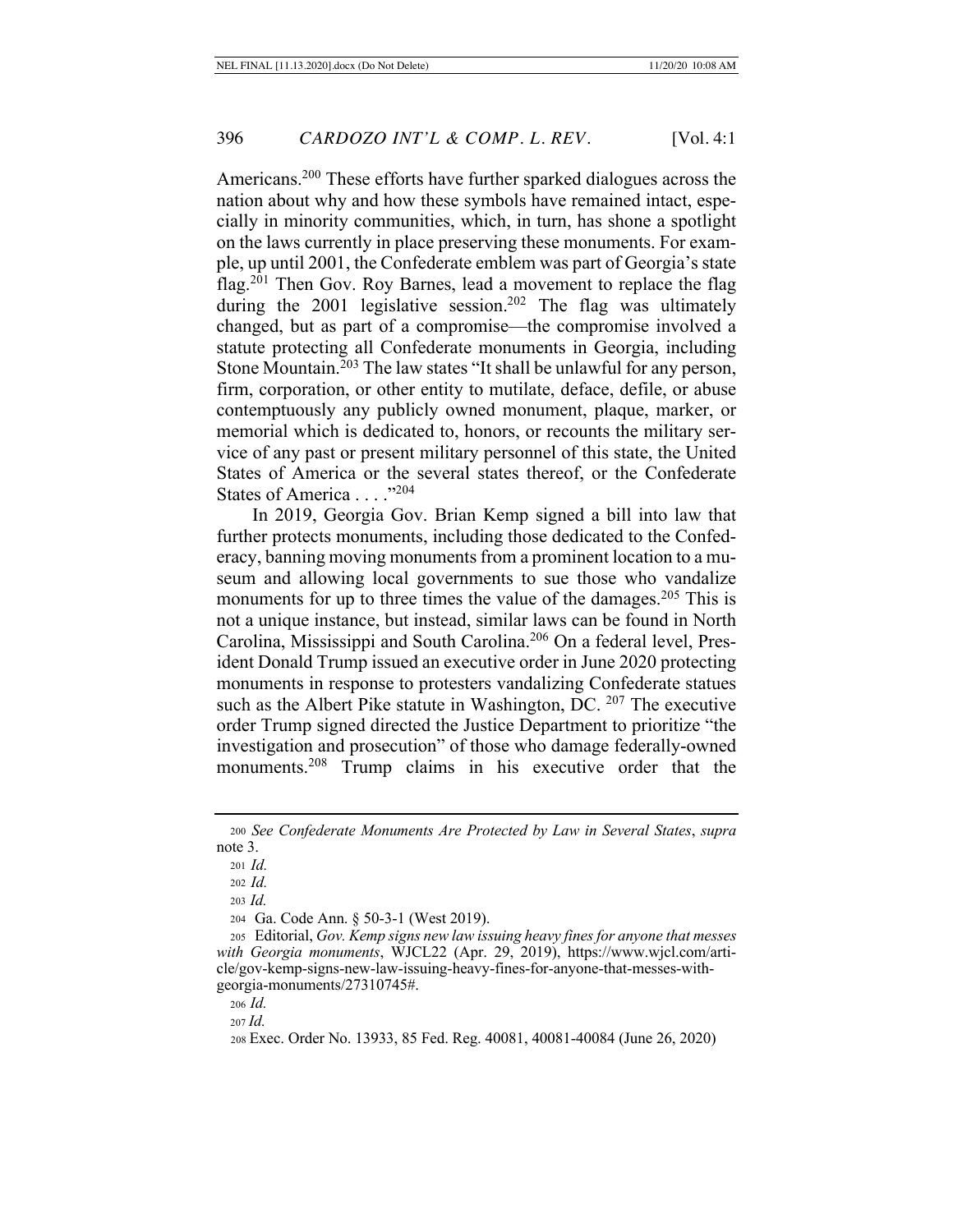Americans.[200] These efforts have further sparked dialogues across the nation about why and how these symbols have remained intact, especially in minority communities, which, in turn, has shone a spotlight on the laws currently in place preserving these monuments. For example, up until 2001, the Confederate emblem was part of Georgia's state flag.[201] Then Gov. Roy Barnes, lead a movement to replace the flag during the 2001 legislative session.[202] The flag was ultimately changed, but as part of a compromise—the compromise involved a statute protecting all Confederate monuments in Georgia, including Stone Mountain.[203] The law states "It shall be unlawful for any person, firm, corporation, or other entity to mutilate, deface, defile, or abuse contemptuously any publicly owned monument, plaque, marker, or memorial which is dedicated to, honors, or recounts the military service of any past or present military personnel of this state, the United States of America or the several states thereof, or the Confederate States of America . . . ."[204]

In 2019, Georgia Gov. Brian Kemp signed a bill into law that further protects monuments, including those dedicated to the Confederacy, banning moving monuments from a prominent location to a museum and allowing local governments to sue those who vandalize monuments for up to three times the value of the damages.[205] This is not a unique instance, but instead, similar laws can be found in North Carolina, Mississippi and South Carolina.[206] On a federal level, President Donald Trump issued an executive order in June 2020 protecting monuments in response to protesters vandalizing Confederate statues such as the Albert Pike statute in Washington, DC. [207] The executive order Trump signed directed the Justice Department to prioritize "the investigation and prosecution" of those who damage federally-owned monuments.[208] Trump claims in his executive order that the

---

200 *See Confederate Monuments Are Protected by Law in Several States*, *supra* note 3.

201 *Id.*

202 *Id.*

203 *Id.*

204 Ga. Code Ann. § 50-3-1 (West 2019).

205 Editorial, *Gov. Kemp signs new law issuing heavy fines for anyone that messes with Georgia monuments*, WJCL22 (Apr. 29, 2019), https://www.wjcl.com/article/gov-kemp-signs-new-law-issuing-heavy-fines-for-anyone-that-messes-with-georgia-monuments/27310745#.

206 *Id.*

207 *Id.*

208 Exec. Order No. 13933, 85 Fed. Reg. 40081, 40081-40084 (June 26, 2020)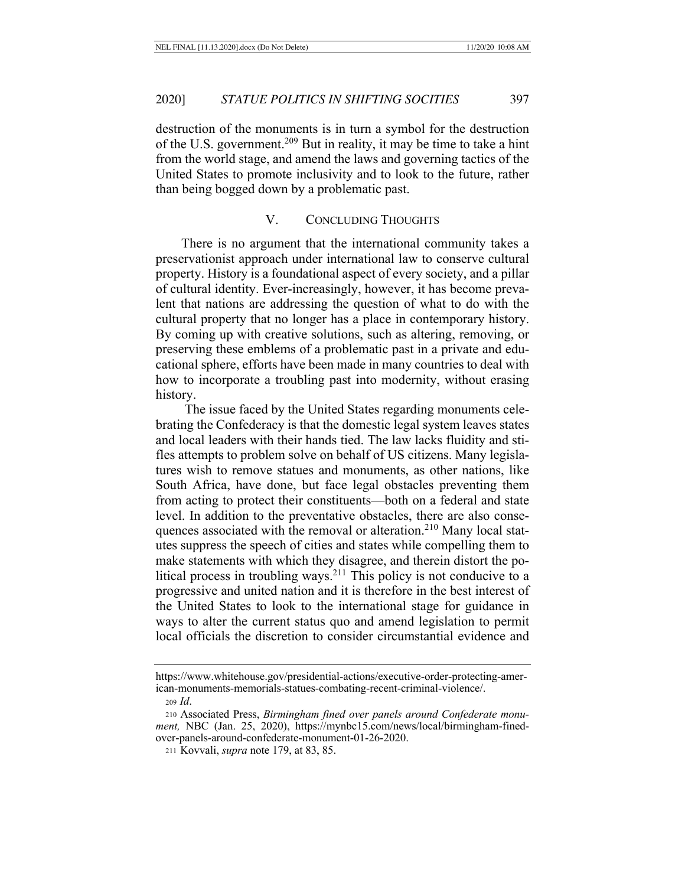destruction of the monuments is in turn a symbol for the destruction of the U.S. government.[209] But in reality, it may be time to take a hint from the world stage, and amend the laws and governing tactics of the United States to promote inclusivity and to look to the future, rather than being bogged down by a problematic past.

## V. CONCLUDING THOUGHTS

There is no argument that the international community takes a preservationist approach under international law to conserve cultural property. History is a foundational aspect of every society, and a pillar of cultural identity. Ever-increasingly, however, it has become prevalent that nations are addressing the question of what to do with the cultural property that no longer has a place in contemporary history. By coming up with creative solutions, such as altering, removing, or preserving these emblems of a problematic past in a private and educational sphere, efforts have been made in many countries to deal with how to incorporate a troubling past into modernity, without erasing history.

The issue faced by the United States regarding monuments celebrating the Confederacy is that the domestic legal system leaves states and local leaders with their hands tied. The law lacks fluidity and stifles attempts to problem solve on behalf of US citizens. Many legislatures wish to remove statues and monuments, as other nations, like South Africa, have done, but face legal obstacles preventing them from acting to protect their constituents—both on a federal and state level. In addition to the preventative obstacles, there are also consequences associated with the removal or alteration.[210] Many local statutes suppress the speech of cities and states while compelling them to make statements with which they disagree, and therein distort the political process in troubling ways.[211] This policy is not conducive to a progressive and united nation and it is therefore in the best interest of the United States to look to the international stage for guidance in ways to alter the current status quo and amend legislation to permit local officials the discretion to consider circumstantial evidence and

---

https://www.whitehouse.gov/presidential-actions/executive-order-protecting-american-monuments-memorials-statues-combating-recent-criminal-violence/.

209 *Id*.

210 Associated Press, *Birmingham fined over panels around Confederate monument,* NBC (Jan. 25, 2020), https://mynbc15.com/news/local/birmingham-fined-over-panels-around-confederate-monument-01-26-2020.

211 Kovvali, *supra* note 179, at 83, 85.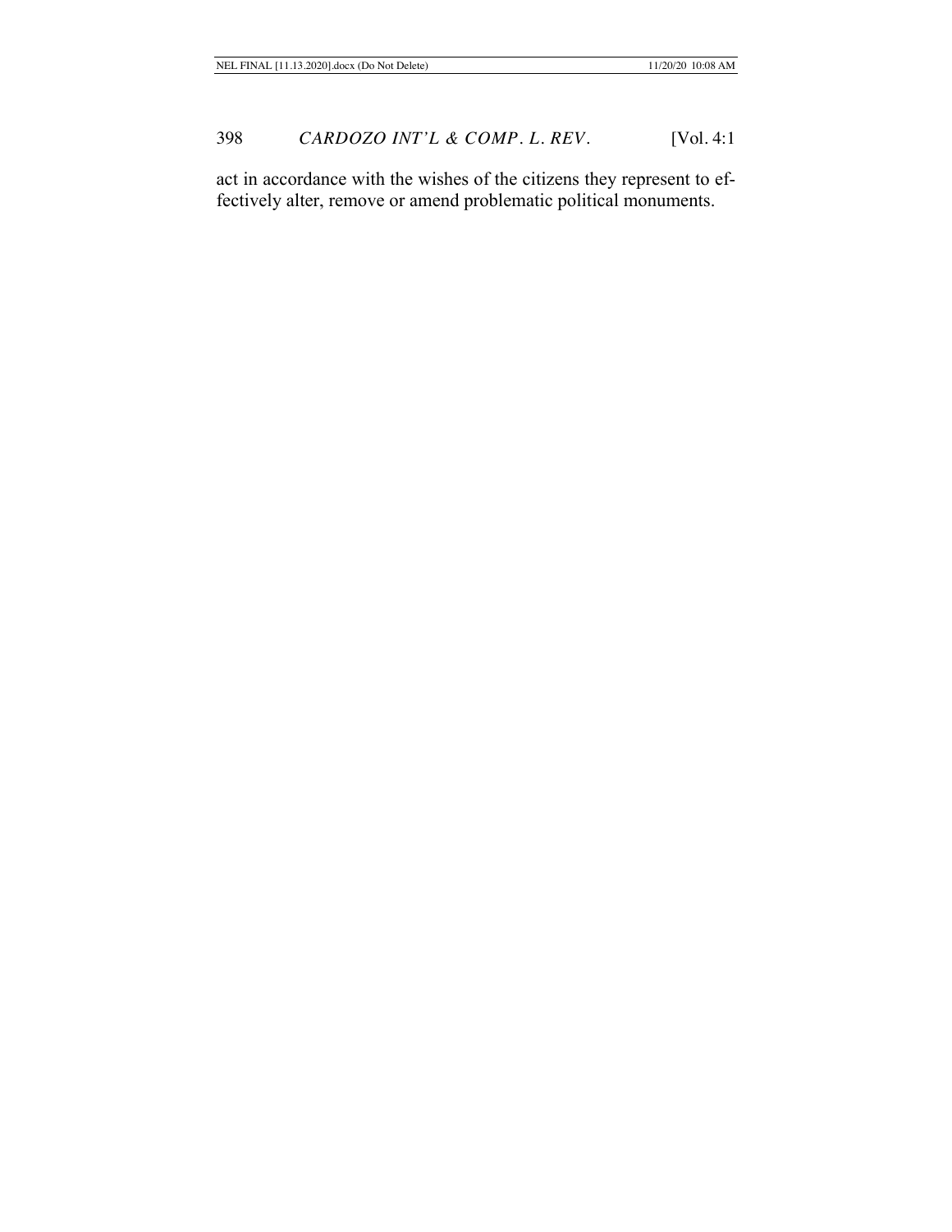act in accordance with the wishes of the citizens they represent to effectively alter, remove or amend problematic political monuments.